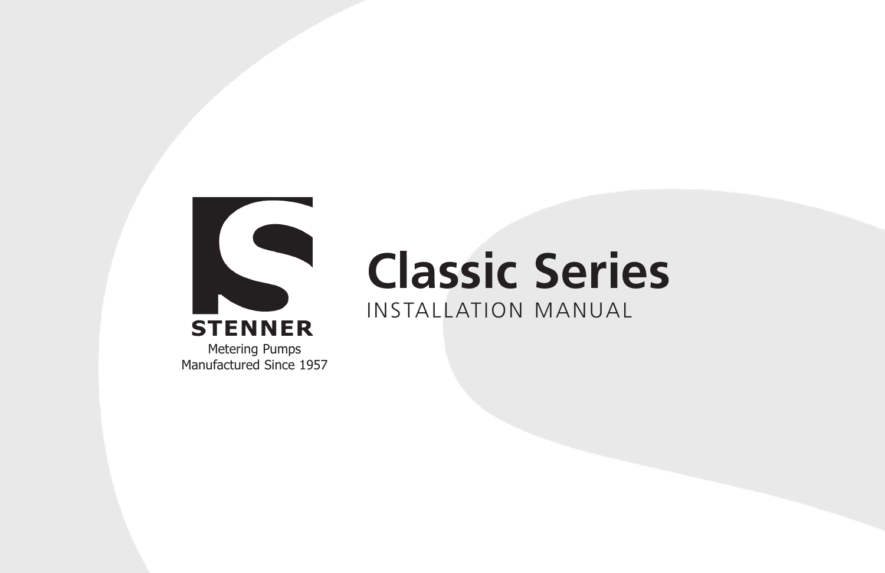STENNER

Metering Pumps
Manufactured Since 1957

# Classic Series

INSTALLATION MANUAL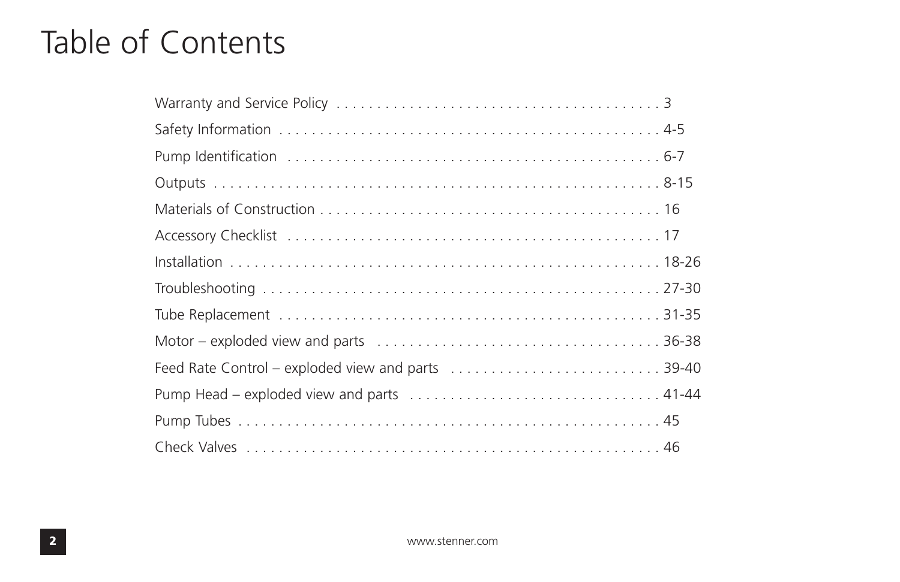# Table of Contents

| | |
|---|---|
| Warranty and Service Policy | 3 |
| Safety Information | 4-5 |
| Pump Identification | 6-7 |
| Outputs | 8-15 |
| Materials of Construction | 16 |
| Accessory Checklist | 17 |
| Installation | 18-26 |
| Troubleshooting | 27-30 |
| Tube Replacement | 31-35 |
| Motor – exploded view and parts | 36-38 |
| Feed Rate Control – exploded view and parts | 39-40 |
| Pump Head – exploded view and parts | 41-44 |
| Pump Tubes | 45 |
| Check Valves | 46 |

www.stenner.com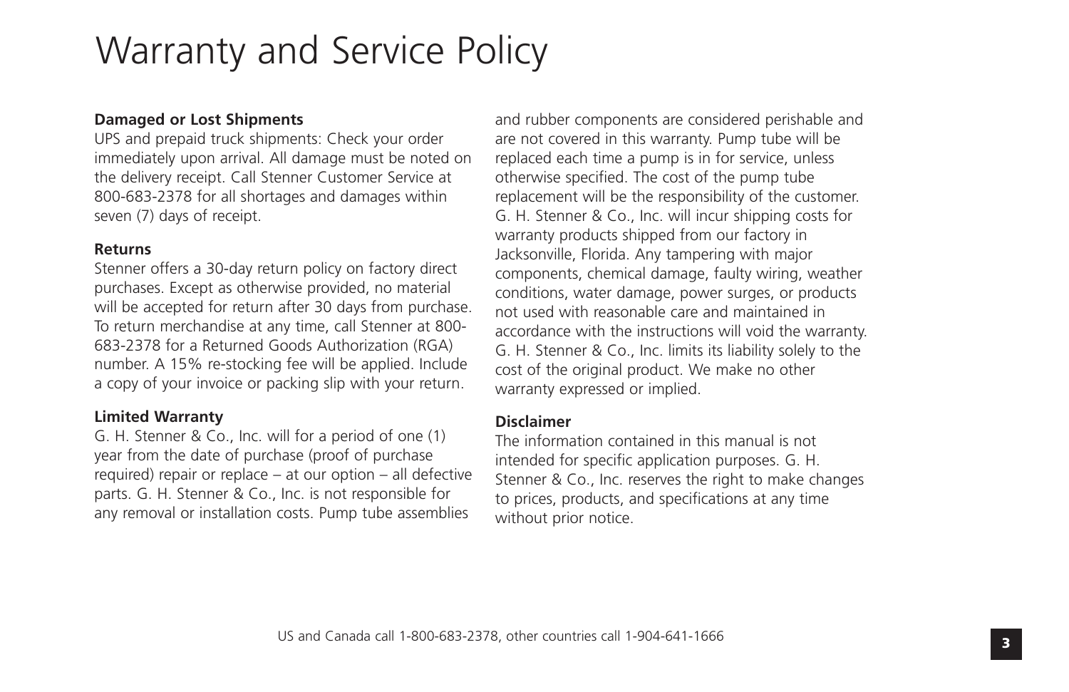# Warranty and Service Policy

**Damaged or Lost Shipments**

UPS and prepaid truck shipments: Check your order immediately upon arrival. All damage must be noted on the delivery receipt. Call Stenner Customer Service at 800-683-2378 for all shortages and damages within seven (7) days of receipt.

**Returns**

Stenner offers a 30-day return policy on factory direct purchases. Except as otherwise provided, no material will be accepted for return after 30 days from purchase. To return merchandise at any time, call Stenner at 800-683-2378 for a Returned Goods Authorization (RGA) number. A 15% re-stocking fee will be applied. Include a copy of your invoice or packing slip with your return.

**Limited Warranty**

G. H. Stenner & Co., Inc. will for a period of one (1) year from the date of purchase (proof of purchase required) repair or replace – at our option – all defective parts. G. H. Stenner & Co., Inc. is not responsible for any removal or installation costs. Pump tube assemblies and rubber components are considered perishable and are not covered in this warranty. Pump tube will be replaced each time a pump is in for service, unless otherwise specified. The cost of the pump tube replacement will be the responsibility of the customer. G. H. Stenner & Co., Inc. will incur shipping costs for warranty products shipped from our factory in Jacksonville, Florida. Any tampering with major components, chemical damage, faulty wiring, weather conditions, water damage, power surges, or products not used with reasonable care and maintained in accordance with the instructions will void the warranty. G. H. Stenner & Co., Inc. limits its liability solely to the cost of the original product. We make no other warranty expressed or implied.

**Disclaimer**

The information contained in this manual is not intended for specific application purposes. G. H. Stenner & Co., Inc. reserves the right to make changes to prices, products, and specifications at any time without prior notice.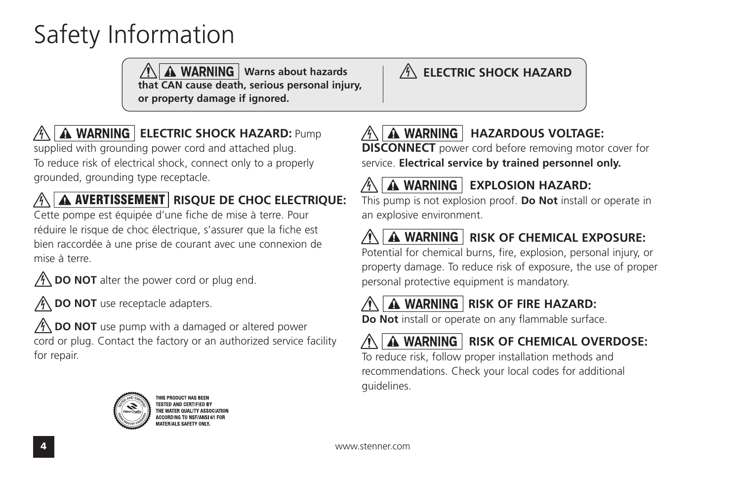# Safety Information

**⚠ WARNING Warns about hazards that CAN cause death, serious personal injury, or property damage if ignored.**

**⚠ ELECTRIC SHOCK HAZARD**

**⚠ WARNING ELECTRIC SHOCK HAZARD:** Pump supplied with grounding power cord and attached plug. To reduce risk of electrical shock, connect only to a properly grounded, grounding type receptacle.

**⚠ AVERTISSEMENT RISQUE DE CHOC ELECTRIQUE:** Cette pompe est équipée d'une fiche de mise à terre. Pour réduire le risque de choc électrique, s'assurer que la fiche est bien raccordée à une prise de courant avec une connexion de mise à terre.

⚠ **DO NOT** alter the power cord or plug end.

⚠ **DO NOT** use receptacle adapters.

⚠ **DO NOT** use pump with a damaged or altered power cord or plug. Contact the factory or an authorized service facility for repair.

THIS PRODUCT HAS BEEN TESTED AND CERTIFIED BY THE WATER QUALITY ASSOCIATION ACCORDING TO NSF/ANSI 61 FOR MATERIALS SAFETY ONLY.

**⚠ WARNING HAZARDOUS VOLTAGE:** **DISCONNECT** power cord before removing motor cover for service. **Electrical service by trained personnel only.**

**⚠ WARNING EXPLOSION HAZARD:** This pump is not explosion proof. **Do Not** install or operate in an explosive environment.

**⚠ WARNING RISK OF CHEMICAL EXPOSURE:** Potential for chemical burns, fire, explosion, personal injury, or property damage. To reduce risk of exposure, the use of proper personal protective equipment is mandatory.

**⚠ WARNING RISK OF FIRE HAZARD:** **Do Not** install or operate on any flammable surface.

**⚠ WARNING RISK OF CHEMICAL OVERDOSE:** To reduce risk, follow proper installation methods and recommendations. Check your local codes for additional guidelines.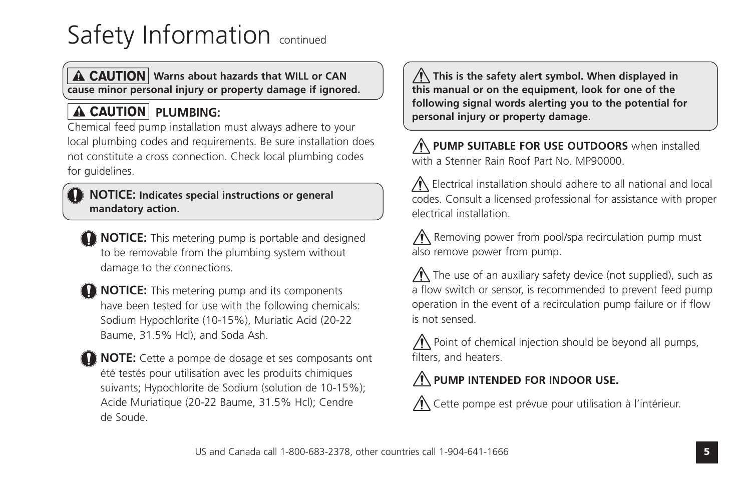# Safety Information continued

**⚠ CAUTION Warns about hazards that WILL or CAN cause minor personal injury or property damage if ignored.**

**⚠ CAUTION PLUMBING:**

Chemical feed pump installation must always adhere to your local plumbing codes and requirements. Be sure installation does not constitute a cross connection. Check local plumbing codes for guidelines.

**NOTICE: Indicates special instructions or general mandatory action.**

**NOTICE:** This metering pump is portable and designed to be removable from the plumbing system without damage to the connections.

**NOTICE:** This metering pump and its components have been tested for use with the following chemicals: Sodium Hypochlorite (10-15%), Muriatic Acid (20-22 Baume, 31.5% Hcl), and Soda Ash.

**NOTE:** Cette a pompe de dosage et ses composants ont été testés pour utilisation avec les produits chimiques suivants; Hypochlorite de Sodium (solution de 10-15%); Acide Muriatique (20-22 Baume, 31.5% Hcl); Cendre de Soude.

**⚠ This is the safety alert symbol. When displayed in this manual or on the equipment, look for one of the following signal words alerting you to the potential for personal injury or property damage.**

⚠ **PUMP SUITABLE FOR USE OUTDOORS** when installed with a Stenner Rain Roof Part No. MP90000.

⚠ Electrical installation should adhere to all national and local codes. Consult a licensed professional for assistance with proper electrical installation.

⚠ Removing power from pool/spa recirculation pump must also remove power from pump.

⚠ The use of an auxiliary safety device (not supplied), such as a flow switch or sensor, is recommended to prevent feed pump operation in the event of a recirculation pump failure or if flow is not sensed.

⚠ Point of chemical injection should be beyond all pumps, filters, and heaters.

⚠ **PUMP INTENDED FOR INDOOR USE.**

⚠ Cette pompe est prévue pour utilisation à l'intérieur.

US and Canada call 1-800-683-2378, other countries call 1-904-641-1666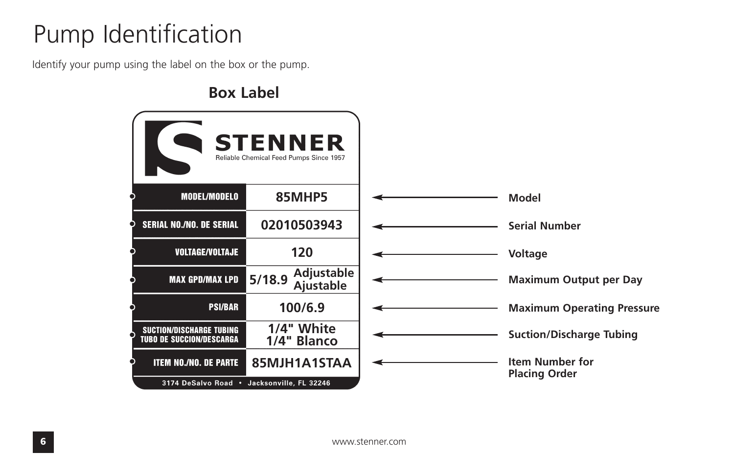# Pump Identification

Identify your pump using the label on the box or the pump.

## Box Label

**STENNER**
Reliable Chemical Feed Pumps Since 1957

| Label Field | Value | Description |
|---|---|---|
| MODEL/MODELO | 85MHP5 | Model |
| SERIAL NO./NO. DE SERIAL | 02010503943 | Serial Number |
| VOLTAGE/VOLTAJE | 120 | Voltage |
| MAX GPD/MAX LPD | 5/18.9 Adjustable Ajustable | Maximum Output per Day |
| PSI/BAR | 100/6.9 | Maximum Operating Pressure |
| SUCTION/DISCHARGE TUBING TUBO DE SUCCION/DESCARGA | 1/4" White 1/4" Blanco | Suction/Discharge Tubing |
| ITEM NO./NO. DE PARTE | 85MJH1A1STAA | Item Number for Placing Order |

3174 DeSalvo Road • Jacksonville, FL 32246

www.stenner.com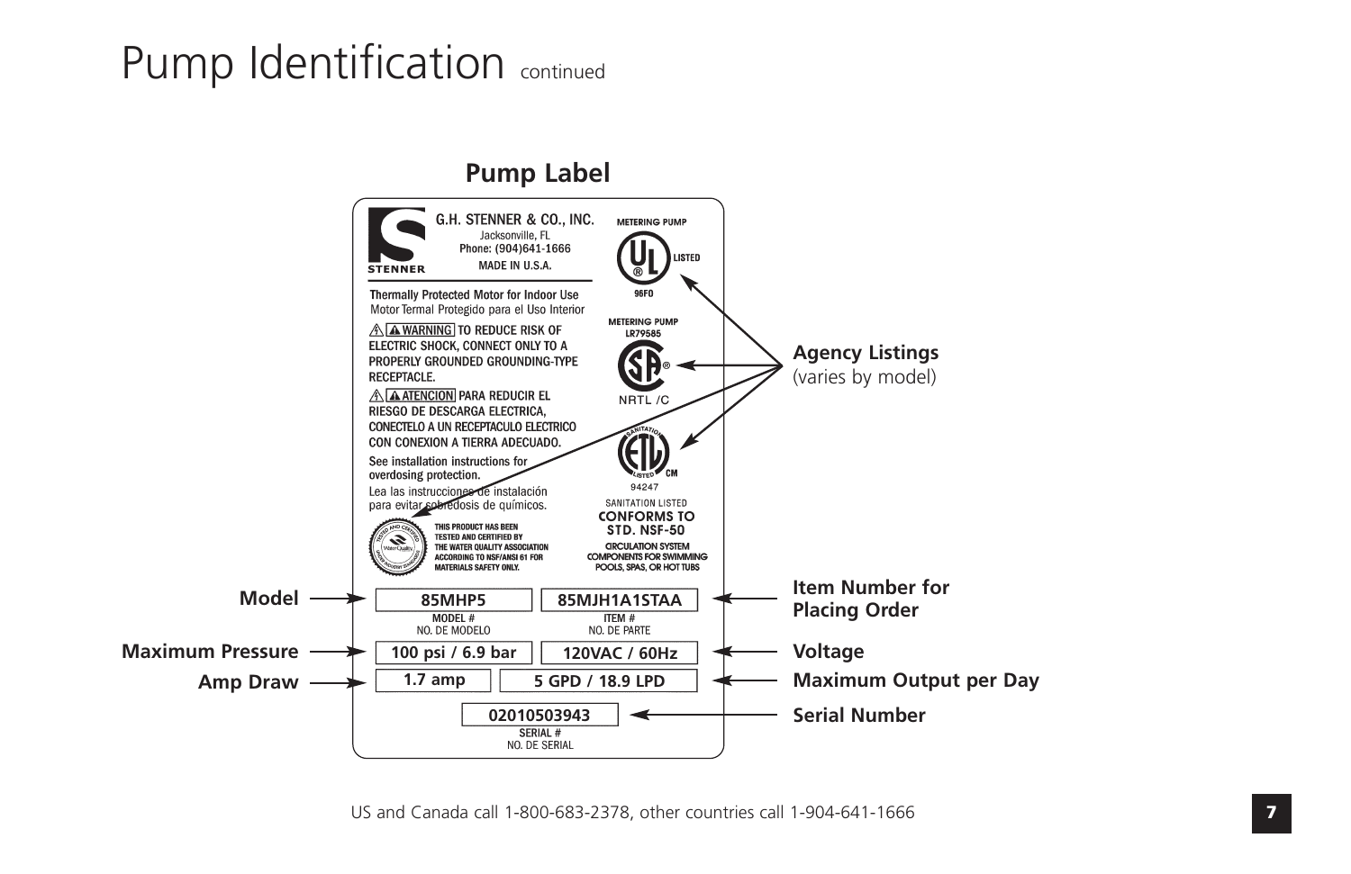# Pump Identification continued

## Pump Label

G.H. STENNER & CO., INC.
Jacksonville, FL
Phone: (904)641-1666
MADE IN U.S.A.

STENNER

Thermally Protected Motor for Indoor Use
Motor Termal Protegido para el Uso Interior

⚠ ⚠ WARNING TO REDUCE RISK OF ELECTRIC SHOCK, CONNECT ONLY TO A PROPERLY GROUNDED GROUNDING-TYPE RECEPTACLE.

⚠ ⚠ ATENCION PARA REDUCIR EL RIESGO DE DESCARGA ELECTRICA, CONECTELO A UN RECEPTACULO ELECTRICO CON CONEXION A TIERRA ADECUADO.

See installation instructions for overdosing protection.
Lea las instrucciones de instalación para evitar sobredosis de químicos.

THIS PRODUCT HAS BEEN TESTED AND CERTIFIED BY THE WATER QUALITY ASSOCIATION ACCORDING TO NSF/ANSI 61 FOR MATERIALS SAFETY ONLY.

METERING PUMP
UL LISTED
96FO

METERING PUMP
LR79585
CSA NRTL /C

ETL SANITATION LISTED CM
94247

SANITATION LISTED
CONFORMS TO STD. NSF-50
CIRCULATION SYSTEM COMPONENTS FOR SWIMMING POOLS, SPAS, OR HOT TUBS

**Agency Listings** (varies by model)

| Label Field | Value |
|---|---|
| **Model** (MODEL # / NO. DE MODELO) | 85MHP5 |
| **Item Number for Placing Order** (ITEM # / NO. DE PARTE) | 85MJH1A1STAA |
| **Maximum Pressure** | 100 psi / 6.9 bar |
| **Voltage** | 120VAC / 60Hz |
| **Amp Draw** | 1.7 amp |
| **Maximum Output per Day** | 5 GPD / 18.9 LPD |
| **Serial Number** (SERIAL # / NO. DE SERIAL) | 02010503943 |

US and Canada call 1-800-683-2378, other countries call 1-904-641-1666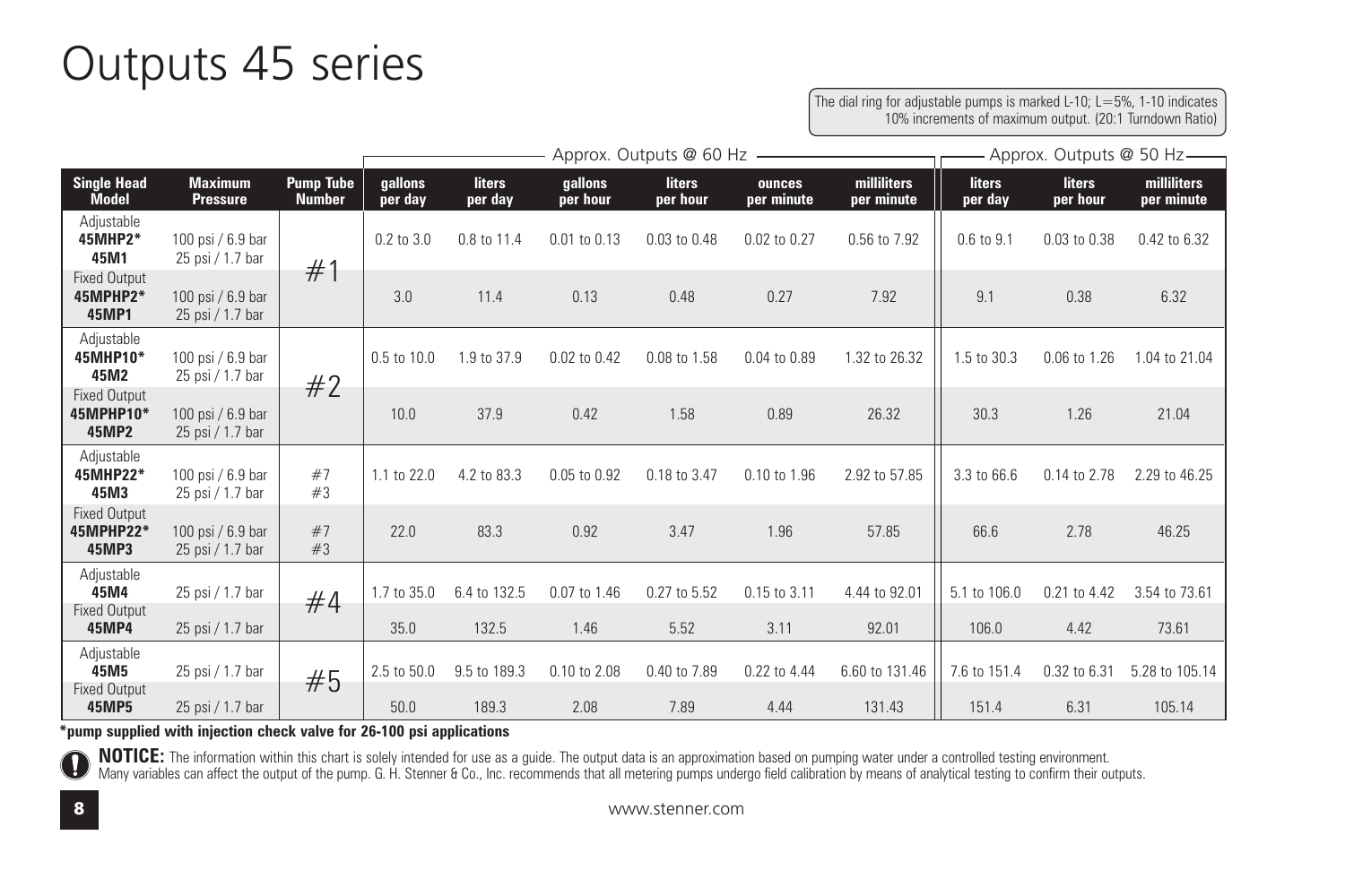# Outputs 45 series

The dial ring for adjustable pumps is marked L-10; L=5%, 1-10 indicates 10% increments of maximum output. (20:1 Turndown Ratio)

| | | | Approx. Outputs @ 60 Hz | | | | | | Approx. Outputs @ 50 Hz | | |
|---|---|---|---|---|---|---|---|---|---|---|---|
| **Single Head Model** | **Maximum Pressure** | **Pump Tube Number** | **gallons per day** | **liters per day** | **gallons per hour** | **liters per hour** | **ounces per minute** | **milliliters per minute** | **liters per day** | **liters per hour** | **milliliters per minute** |
| Adjustable **45MHP2*** **45M1** | 100 psi / 6.9 bar 25 psi / 1.7 bar | #1 | 0.2 to 3.0 | 0.8 to 11.4 | 0.01 to 0.13 | 0.03 to 0.48 | 0.02 to 0.27 | 0.56 to 7.92 | 0.6 to 9.1 | 0.03 to 0.38 | 0.42 to 6.32 |
| Fixed Output **45MPHP2*** **45MP1** | 100 psi / 6.9 bar 25 psi / 1.7 bar | | 3.0 | 11.4 | 0.13 | 0.48 | 0.27 | 7.92 | 9.1 | 0.38 | 6.32 |
| Adjustable **45MHP10*** **45M2** | 100 psi / 6.9 bar 25 psi / 1.7 bar | #2 | 0.5 to 10.0 | 1.9 to 37.9 | 0.02 to 0.42 | 0.08 to 1.58 | 0.04 to 0.89 | 1.32 to 26.32 | 1.5 to 30.3 | 0.06 to 1.26 | 1.04 to 21.04 |
| Fixed Output **45MPHP10*** **45MP2** | 100 psi / 6.9 bar 25 psi / 1.7 bar | | 10.0 | 37.9 | 0.42 | 1.58 | 0.89 | 26.32 | 30.3 | 1.26 | 21.04 |
| Adjustable **45MHP22*** **45M3** | 100 psi / 6.9 bar 25 psi / 1.7 bar | #7 #3 | 1.1 to 22.0 | 4.2 to 83.3 | 0.05 to 0.92 | 0.18 to 3.47 | 0.10 to 1.96 | 2.92 to 57.85 | 3.3 to 66.6 | 0.14 to 2.78 | 2.29 to 46.25 |
| Fixed Output **45MPHP22*** **45MP3** | 100 psi / 6.9 bar 25 psi / 1.7 bar | #7 #3 | 22.0 | 83.3 | 0.92 | 3.47 | 1.96 | 57.85 | 66.6 | 2.78 | 46.25 |
| Adjustable **45M4** | 25 psi / 1.7 bar | #4 | 1.7 to 35.0 | 6.4 to 132.5 | 0.07 to 1.46 | 0.27 to 5.52 | 0.15 to 3.11 | 4.44 to 92.01 | 5.1 to 106.0 | 0.21 to 4.42 | 3.54 to 73.61 |
| Fixed Output **45MP4** | 25 psi / 1.7 bar | | 35.0 | 132.5 | 1.46 | 5.52 | 3.11 | 92.01 | 106.0 | 4.42 | 73.61 |
| Adjustable **45M5** | 25 psi / 1.7 bar | #5 | 2.5 to 50.0 | 9.5 to 189.3 | 0.10 to 2.08 | 0.40 to 7.89 | 0.22 to 4.44 | 6.60 to 131.46 | 7.6 to 151.4 | 0.32 to 6.31 | 5.28 to 105.14 |
| Fixed Output **45MP5** | 25 psi / 1.7 bar | | 50.0 | 189.3 | 2.08 | 7.89 | 4.44 | 131.43 | 151.4 | 6.31 | 105.14 |

**\*pump supplied with injection check valve for 26-100 psi applications**

**NOTICE:** The information within this chart is solely intended for use as a guide. The output data is an approximation based on pumping water under a controlled testing environment. Many variables can affect the output of the pump. G. H. Stenner & Co., Inc. recommends that all metering pumps undergo field calibration by means of analytical testing to confirm their outputs.

www.stenner.com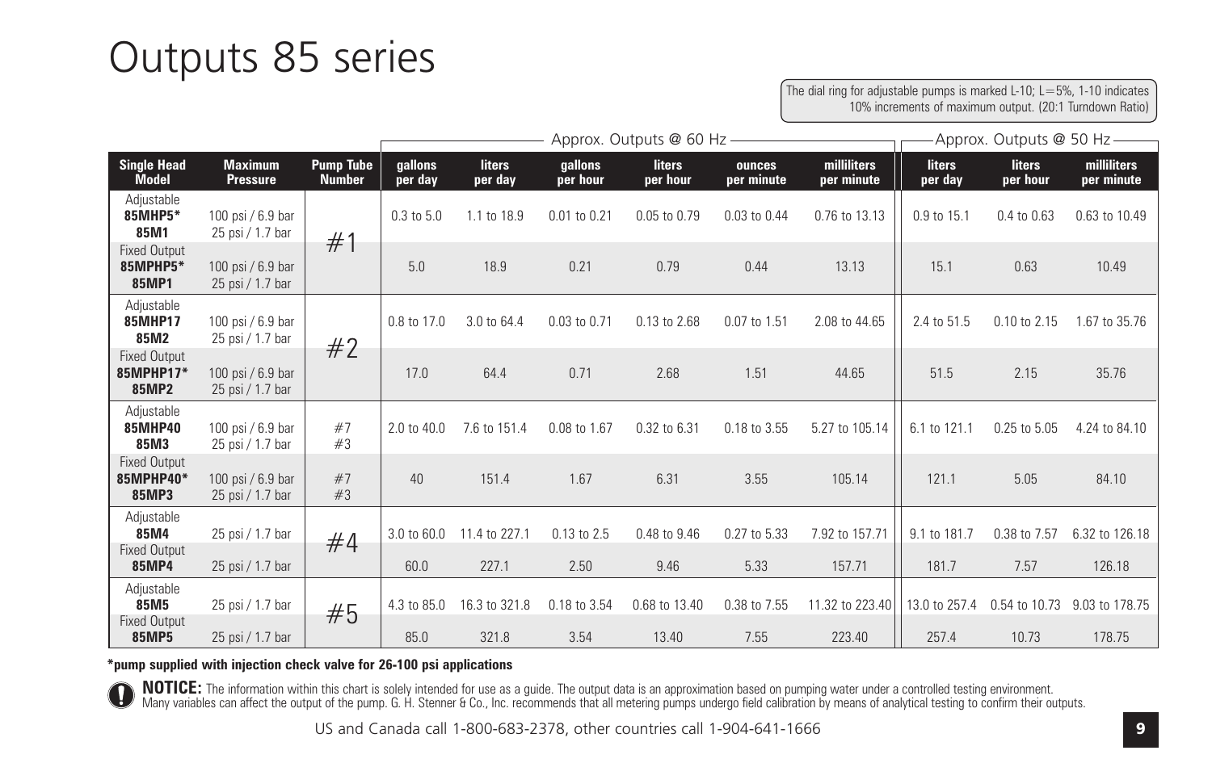# Outputs 85 series

The dial ring for adjustable pumps is marked L-10; L=5%, 1-10 indicates 10% increments of maximum output. (20:1 Turndown Ratio)

| | | | Approx. Outputs @ 60 Hz | | | | | | Approx. Outputs @ 50 Hz | | |
|---|---|---|---|---|---|---|---|---|---|---|---|
| **Single Head Model** | **Maximum Pressure** | **Pump Tube Number** | **gallons per day** | **liters per day** | **gallons per hour** | **liters per hour** | **ounces per minute** | **milliliters per minute** | **liters per day** | **liters per hour** | **milliliters per minute** |
| Adjustable **85MHP5*** **85M1** | 100 psi / 6.9 bar 25 psi / 1.7 bar | #1 | 0.3 to 5.0 | 1.1 to 18.9 | 0.01 to 0.21 | 0.05 to 0.79 | 0.03 to 0.44 | 0.76 to 13.13 | 0.9 to 15.1 | 0.4 to 0.63 | 0.63 to 10.49 |
| Fixed Output **85MPHP5*** **85MP1** | 100 psi / 6.9 bar 25 psi / 1.7 bar | | 5.0 | 18.9 | 0.21 | 0.79 | 0.44 | 13.13 | 15.1 | 0.63 | 10.49 |
| Adjustable **85MHP17** **85M2** | 100 psi / 6.9 bar 25 psi / 1.7 bar | #2 | 0.8 to 17.0 | 3.0 to 64.4 | 0.03 to 0.71 | 0.13 to 2.68 | 0.07 to 1.51 | 2.08 to 44.65 | 2.4 to 51.5 | 0.10 to 2.15 | 1.67 to 35.76 |
| Fixed Output **85MPHP17*** **85MP2** | 100 psi / 6.9 bar 25 psi / 1.7 bar | | 17.0 | 64.4 | 0.71 | 2.68 | 1.51 | 44.65 | 51.5 | 2.15 | 35.76 |
| Adjustable **85MHP40** **85M3** | 100 psi / 6.9 bar 25 psi / 1.7 bar | #7 #3 | 2.0 to 40.0 | 7.6 to 151.4 | 0.08 to 1.67 | 0.32 to 6.31 | 0.18 to 3.55 | 5.27 to 105.14 | 6.1 to 121.1 | 0.25 to 5.05 | 4.24 to 84.10 |
| Fixed Output **85MPHP40*** **85MP3** | 100 psi / 6.9 bar 25 psi / 1.7 bar | #7 #3 | 40 | 151.4 | 1.67 | 6.31 | 3.55 | 105.14 | 121.1 | 5.05 | 84.10 |
| Adjustable **85M4** | 25 psi / 1.7 bar | #4 | 3.0 to 60.0 | 11.4 to 227.1 | 0.13 to 2.5 | 0.48 to 9.46 | 0.27 to 5.33 | 7.92 to 157.71 | 9.1 to 181.7 | 0.38 to 7.57 | 6.32 to 126.18 |
| Fixed Output **85MP4** | 25 psi / 1.7 bar | | 60.0 | 227.1 | 2.50 | 9.46 | 5.33 | 157.71 | 181.7 | 7.57 | 126.18 |
| Adjustable **85M5** | 25 psi / 1.7 bar | #5 | 4.3 to 85.0 | 16.3 to 321.8 | 0.18 to 3.54 | 0.68 to 13.40 | 0.38 to 7.55 | 11.32 to 223.40 | 13.0 to 257.4 | 0.54 to 10.73 | 9.03 to 178.75 |
| Fixed Output **85MP5** | 25 psi / 1.7 bar | | 85.0 | 321.8 | 3.54 | 13.40 | 7.55 | 223.40 | 257.4 | 10.73 | 178.75 |

**\*pump supplied with injection check valve for 26-100 psi applications**

**NOTICE:** The information within this chart is solely intended for use as a guide. The output data is an approximation based on pumping water under a controlled testing environment. Many variables can affect the output of the pump. G. H. Stenner & Co., Inc. recommends that all metering pumps undergo field calibration by means of analytical testing to confirm their outputs.

US and Canada call 1-800-683-2378, other countries call 1-904-641-1666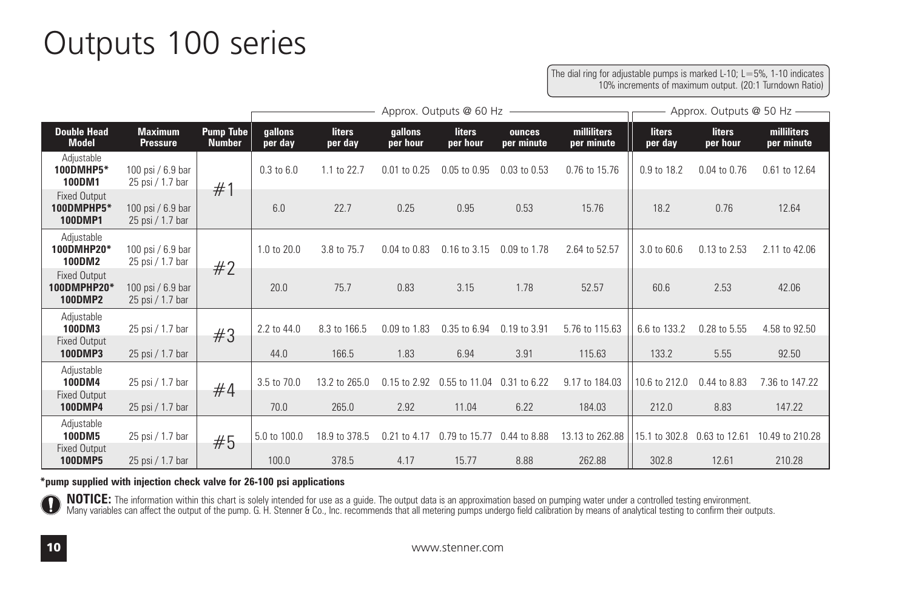# Outputs 100 series

The dial ring for adjustable pumps is marked L-10; L=5%, 1-10 indicates 10% increments of maximum output. (20:1 Turndown Ratio)

| | | | Approx. Outputs @ 60 Hz | | | | | | Approx. Outputs @ 50 Hz | | |
|---|---|---|---|---|---|---|---|---|---|---|---|
| **Double Head Model** | **Maximum Pressure** | **Pump Tube Number** | **gallons per day** | **liters per day** | **gallons per hour** | **liters per hour** | **ounces per minute** | **milliliters per minute** | **liters per day** | **liters per hour** | **milliliters per minute** |
| Adjustable **100DMHP5*** **100DM1** | 100 psi / 6.9 bar 25 psi / 1.7 bar | #1 | 0.3 to 6.0 | 1.1 to 22.7 | 0.01 to 0.25 | 0.05 to 0.95 | 0.03 to 0.53 | 0.76 to 15.76 | 0.9 to 18.2 | 0.04 to 0.76 | 0.61 to 12.64 |
| Fixed Output **100DMPHP5*** **100DMP1** | 100 psi / 6.9 bar 25 psi / 1.7 bar | | 6.0 | 22.7 | 0.25 | 0.95 | 0.53 | 15.76 | 18.2 | 0.76 | 12.64 |
| Adjustable **100DMHP20*** **100DM2** | 100 psi / 6.9 bar 25 psi / 1.7 bar | #2 | 1.0 to 20.0 | 3.8 to 75.7 | 0.04 to 0.83 | 0.16 to 3.15 | 0.09 to 1.78 | 2.64 to 52.57 | 3.0 to 60.6 | 0.13 to 2.53 | 2.11 to 42.06 |
| Fixed Output **100DMPHP20*** **100DMP2** | 100 psi / 6.9 bar 25 psi / 1.7 bar | | 20.0 | 75.7 | 0.83 | 3.15 | 1.78 | 52.57 | 60.6 | 2.53 | 42.06 |
| Adjustable **100DM3** | 25 psi / 1.7 bar | #3 | 2.2 to 44.0 | 8.3 to 166.5 | 0.09 to 1.83 | 0.35 to 6.94 | 0.19 to 3.91 | 5.76 to 115.63 | 6.6 to 133.2 | 0.28 to 5.55 | 4.58 to 92.50 |
| Fixed Output **100DMP3** | 25 psi / 1.7 bar | | 44.0 | 166.5 | 1.83 | 6.94 | 3.91 | 115.63 | 133.2 | 5.55 | 92.50 |
| Adjustable **100DM4** | 25 psi / 1.7 bar | #4 | 3.5 to 70.0 | 13.2 to 265.0 | 0.15 to 2.92 | 0.55 to 11.04 | 0.31 to 6.22 | 9.17 to 184.03 | 10.6 to 212.0 | 0.44 to 8.83 | 7.36 to 147.22 |
| Fixed Output **100DMP4** | 25 psi / 1.7 bar | | 70.0 | 265.0 | 2.92 | 11.04 | 6.22 | 184.03 | 212.0 | 8.83 | 147.22 |
| Adjustable **100DM5** | 25 psi / 1.7 bar | #5 | 5.0 to 100.0 | 18.9 to 378.5 | 0.21 to 4.17 | 0.79 to 15.77 | 0.44 to 8.88 | 13.13 to 262.88 | 15.1 to 302.8 | 0.63 to 12.61 | 10.49 to 210.28 |
| Fixed Output **100DMP5** | 25 psi / 1.7 bar | | 100.0 | 378.5 | 4.17 | 15.77 | 8.88 | 262.88 | 302.8 | 12.61 | 210.28 |

**\*pump supplied with injection check valve for 26-100 psi applications**

**NOTICE:** The information within this chart is solely intended for use as a guide. The output data is an approximation based on pumping water under a controlled testing environment. Many variables can affect the output of the pump. G. H. Stenner & Co., Inc. recommends that all metering pumps undergo field calibration by means of analytical testing to confirm their outputs.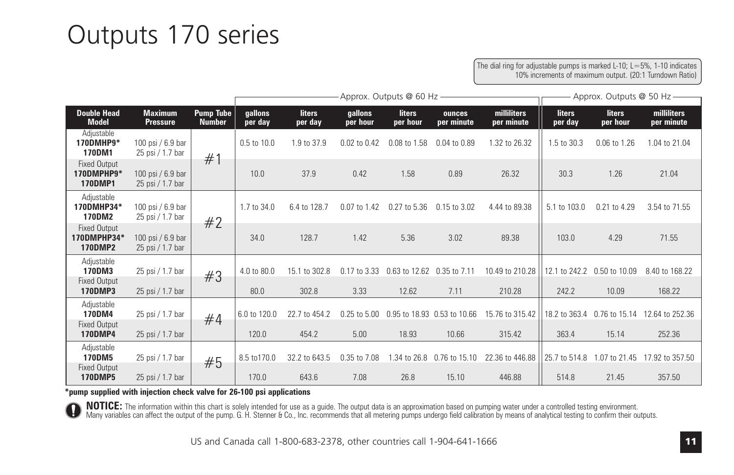# Outputs 170 series

The dial ring for adjustable pumps is marked L-10; L=5%, 1-10 indicates 10% increments of maximum output. (20:1 Turndown Ratio)

| | | | Approx. Outputs @ 60 Hz | | | | | | Approx. Outputs @ 50 Hz | | |
|---|---|---|---|---|---|---|---|---|---|---|---|
| **Double Head Model** | **Maximum Pressure** | **Pump Tube Number** | **gallons per day** | **liters per day** | **gallons per hour** | **liters per hour** | **ounces per minute** | **milliliters per minute** | **liters per day** | **liters per hour** | **milliliters per minute** |
| Adjustable **170DMHP9*** **170DM1** | 100 psi / 6.9 bar 25 psi / 1.7 bar | #1 | 0.5 to 10.0 | 1.9 to 37.9 | 0.02 to 0.42 | 0.08 to 1.58 | 0.04 to 0.89 | 1.32 to 26.32 | 1.5 to 30.3 | 0.06 to 1.26 | 1.04 to 21.04 |
| Fixed Output **170DMPHP9*** **170DMP1** | 100 psi / 6.9 bar 25 psi / 1.7 bar | | 10.0 | 37.9 | 0.42 | 1.58 | 0.89 | 26.32 | 30.3 | 1.26 | 21.04 |
| Adjustable **170DMHP34*** **170DM2** | 100 psi / 6.9 bar 25 psi / 1.7 bar | #2 | 1.7 to 34.0 | 6.4 to 128.7 | 0.07 to 1.42 | 0.27 to 5.36 | 0.15 to 3.02 | 4.44 to 89.38 | 5.1 to 103.0 | 0.21 to 4.29 | 3.54 to 71.55 |
| Fixed Output **170DMPHP34*** **170DMP2** | 100 psi / 6.9 bar 25 psi / 1.7 bar | | 34.0 | 128.7 | 1.42 | 5.36 | 3.02 | 89.38 | 103.0 | 4.29 | 71.55 |
| Adjustable **170DM3** | 25 psi / 1.7 bar | #3 | 4.0 to 80.0 | 15.1 to 302.8 | 0.17 to 3.33 | 0.63 to 12.62 | 0.35 to 7.11 | 10.49 to 210.28 | 12.1 to 242.2 | 0.50 to 10.09 | 8.40 to 168.22 |
| Fixed Output **170DMP3** | 25 psi / 1.7 bar | | 80.0 | 302.8 | 3.33 | 12.62 | 7.11 | 210.28 | 242.2 | 10.09 | 168.22 |
| Adjustable **170DM4** | 25 psi / 1.7 bar | #4 | 6.0 to 120.0 | 22.7 to 454.2 | 0.25 to 5.00 | 0.95 to 18.93 | 0.53 to 10.66 | 15.76 to 315.42 | 18.2 to 363.4 | 0.76 to 15.14 | 12.64 to 252.36 |
| Fixed Output **170DMP4** | 25 psi / 1.7 bar | | 120.0 | 454.2 | 5.00 | 18.93 | 10.66 | 315.42 | 363.4 | 15.14 | 252.36 |
| Adjustable **170DM5** | 25 psi / 1.7 bar | #5 | 8.5 to170.0 | 32.2 to 643.5 | 0.35 to 7.08 | 1.34 to 26.8 | 0.76 to 15.10 | 22.36 to 446.88 | 25.7 to 514.8 | 1.07 to 21.45 | 17.92 to 357.50 |
| Fixed Output **170DMP5** | 25 psi / 1.7 bar | | 170.0 | 643.6 | 7.08 | 26.8 | 15.10 | 446.88 | 514.8 | 21.45 | 357.50 |

**\*pump supplied with injection check valve for 26-100 psi applications**

**NOTICE:** The information within this chart is solely intended for use as a guide. The output data is an approximation based on pumping water under a controlled testing environment. Many variables can affect the output of the pump. G. H. Stenner & Co., Inc. recommends that all metering pumps undergo field calibration by means of analytical testing to confirm their outputs.

US and Canada call 1-800-683-2378, other countries call 1-904-641-1666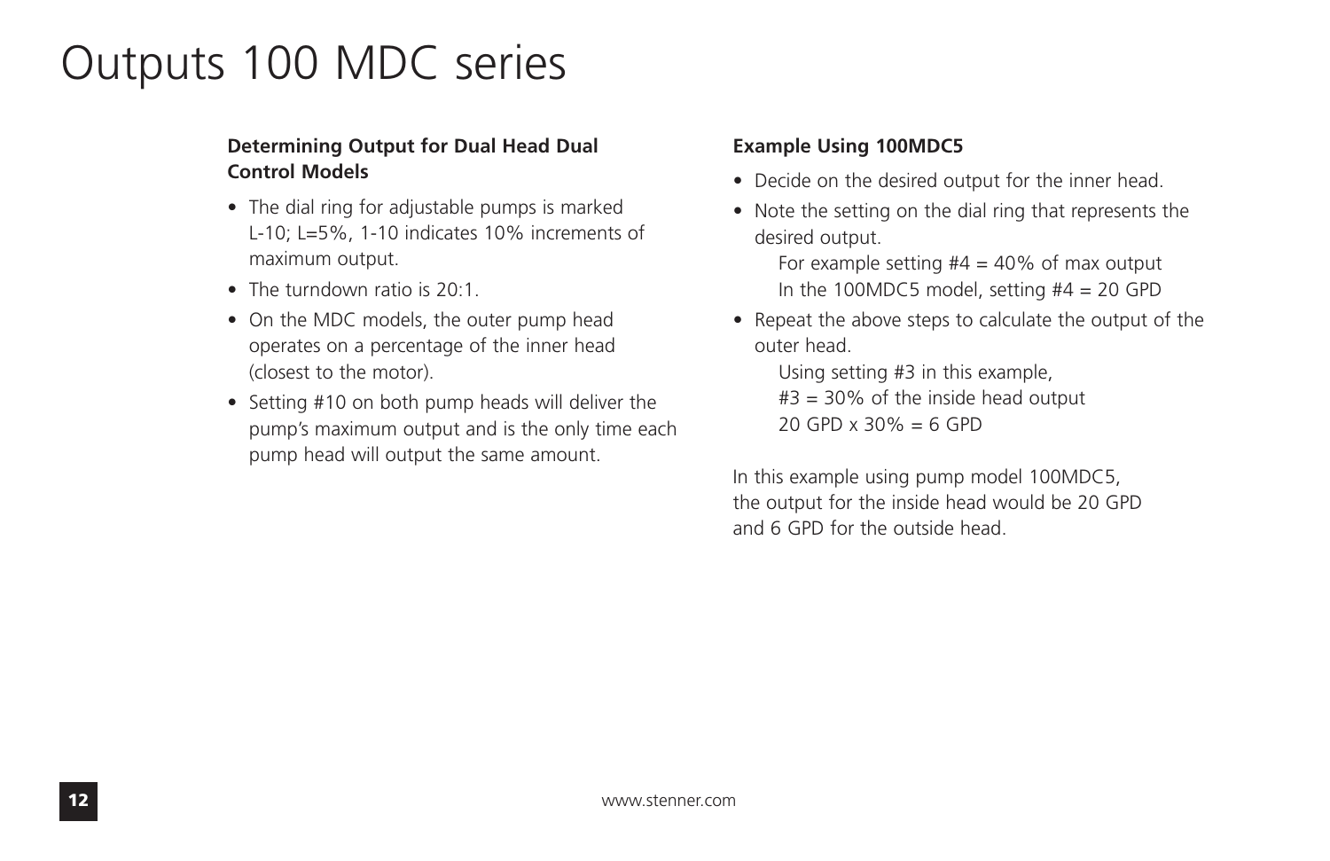# Outputs 100 MDC series

### Determining Output for Dual Head Dual Control Models

- The dial ring for adjustable pumps is marked L-10; L=5%, 1-10 indicates 10% increments of maximum output.
- The turndown ratio is 20:1.
- On the MDC models, the outer pump head operates on a percentage of the inner head (closest to the motor).
- Setting #10 on both pump heads will deliver the pump's maximum output and is the only time each pump head will output the same amount.

### Example Using 100MDC5

- Decide on the desired output for the inner head.
- Note the setting on the dial ring that represents the desired output.

  For example setting #4 = 40% of max output
  In the 100MDC5 model, setting #4 = 20 GPD
- Repeat the above steps to calculate the output of the outer head.

  Using setting #3 in this example,
  #3 = 30% of the inside head output
  20 GPD x 30% = 6 GPD

In this example using pump model 100MDC5, the output for the inside head would be 20 GPD and 6 GPD for the outside head.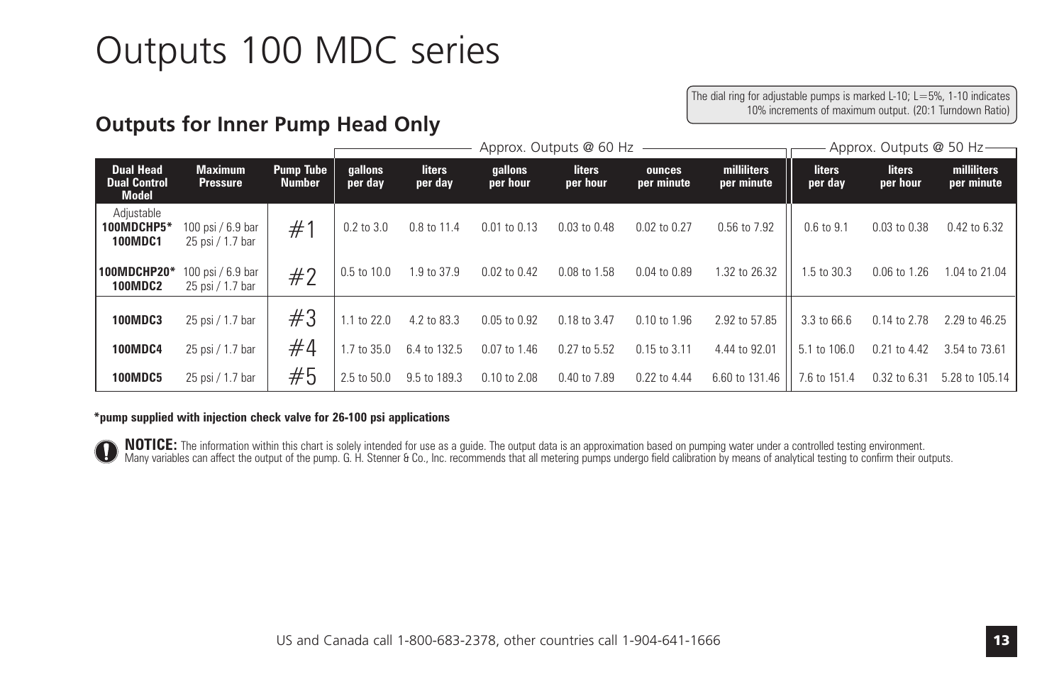# Outputs 100 MDC series

The dial ring for adjustable pumps is marked L-10; L=5%, 1-10 indicates 10% increments of maximum output. (20:1 Turndown Ratio)

## Outputs for Inner Pump Head Only

| | | | Approx. Outputs @ 60 Hz | | | | | | | Approx. Outputs @ 50 Hz | | |
|---|---|---|---|---|---|---|---|---|---|---|---|---|
| **Dual Head Dual Control Model** | **Maximum Pressure** | **Pump Tube Number** | **gallons per day** | **liters per day** | **gallons per hour** | **liters per hour** | **ounces per minute** | **milliliters per minute** | **liters per day** | **liters per hour** | **milliliters per minute** |
| Adjustable **100MDCHP5*** **100MDC1** | 100 psi / 6.9 bar 25 psi / 1.7 bar | #1 | 0.2 to 3.0 | 0.8 to 11.4 | 0.01 to 0.13 | 0.03 to 0.48 | 0.02 to 0.27 | 0.56 to 7.92 | 0.6 to 9.1 | 0.03 to 0.38 | 0.42 to 6.32 |
| **100MDCHP20*** **100MDC2** | 100 psi / 6.9 bar 25 psi / 1.7 bar | #2 | 0.5 to 10.0 | 1.9 to 37.9 | 0.02 to 0.42 | 0.08 to 1.58 | 0.04 to 0.89 | 1.32 to 26.32 | 1.5 to 30.3 | 0.06 to 1.26 | 1.04 to 21.04 |
| **100MDC3** | 25 psi / 1.7 bar | #3 | 1.1 to 22.0 | 4.2 to 83.3 | 0.05 to 0.92 | 0.18 to 3.47 | 0.10 to 1.96 | 2.92 to 57.85 | 3.3 to 66.6 | 0.14 to 2.78 | 2.29 to 46.25 |
| **100MDC4** | 25 psi / 1.7 bar | #4 | 1.7 to 35.0 | 6.4 to 132.5 | 0.07 to 1.46 | 0.27 to 5.52 | 0.15 to 3.11 | 4.44 to 92.01 | 5.1 to 106.0 | 0.21 to 4.42 | 3.54 to 73.61 |
| **100MDC5** | 25 psi / 1.7 bar | #5 | 2.5 to 50.0 | 9.5 to 189.3 | 0.10 to 2.08 | 0.40 to 7.89 | 0.22 to 4.44 | 6.60 to 131.46 | 7.6 to 151.4 | 0.32 to 6.31 | 5.28 to 105.14 |

**\*pump supplied with injection check valve for 26-100 psi applications**

**NOTICE:** The information within this chart is solely intended for use as a guide. The output data is an approximation based on pumping water under a controlled testing environment. Many variables can affect the output of the pump. G. H. Stenner & Co., Inc. recommends that all metering pumps undergo field calibration by means of analytical testing to confirm their outputs.

US and Canada call 1-800-683-2378, other countries call 1-904-641-1666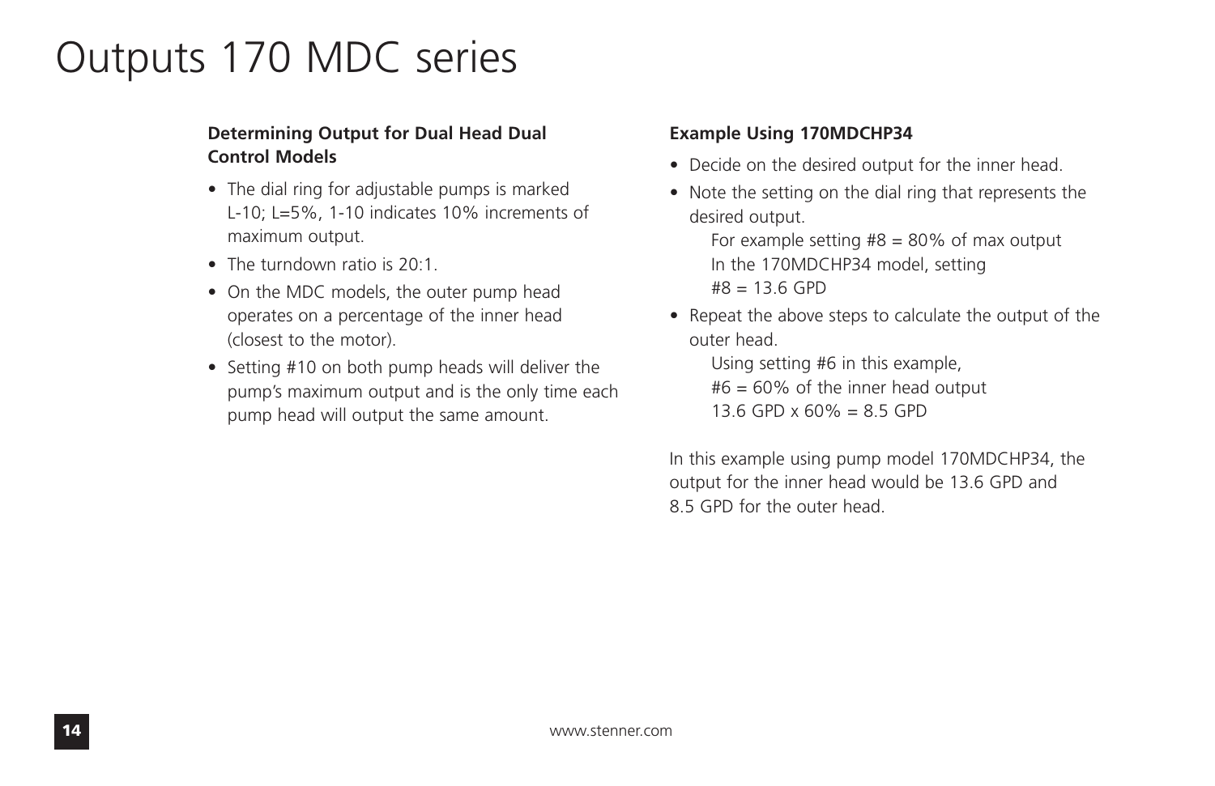# Outputs 170 MDC series

**Determining Output for Dual Head Dual Control Models**

- The dial ring for adjustable pumps is marked L-10; L=5%, 1-10 indicates 10% increments of maximum output.
- The turndown ratio is 20:1.
- On the MDC models, the outer pump head operates on a percentage of the inner head (closest to the motor).
- Setting #10 on both pump heads will deliver the pump's maximum output and is the only time each pump head will output the same amount.

**Example Using 170MDCHP34**

- Decide on the desired output for the inner head.
- Note the setting on the dial ring that represents the desired output.

  For example setting #8 = 80% of max output
  In the 170MDCHP34 model, setting
  #8 = 13.6 GPD
- Repeat the above steps to calculate the output of the outer head.

  Using setting #6 in this example,
  #6 = 60% of the inner head output
  13.6 GPD x 60% = 8.5 GPD

In this example using pump model 170MDCHP34, the output for the inner head would be 13.6 GPD and 8.5 GPD for the outer head.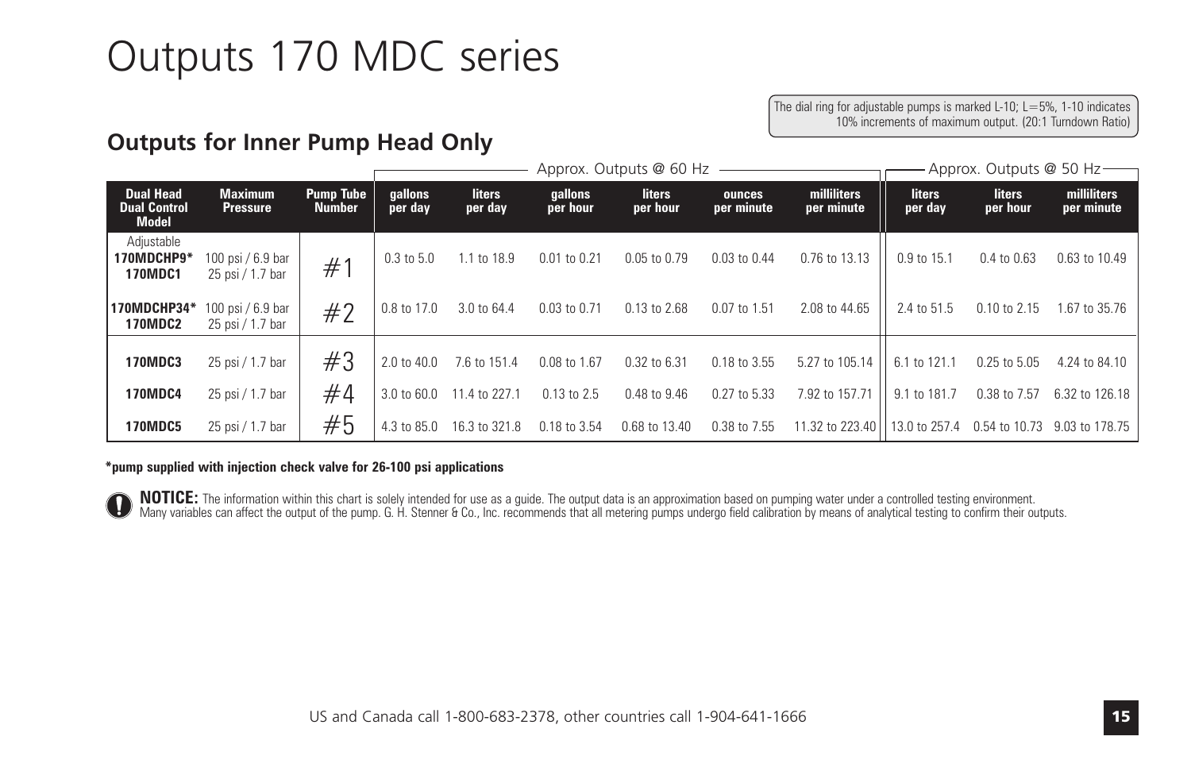# Outputs 170 MDC series

The dial ring for adjustable pumps is marked L-10; L=5%, 1-10 indicates 10% increments of maximum output. (20:1 Turndown Ratio)

## Outputs for Inner Pump Head Only

| | | | Approx. Outputs @ 60 Hz | | | | | | Approx. Outputs @ 50 Hz | | |
|---|---|---|---|---|---|---|---|---|---|---|---|
| **Dual Head Dual Control Model** | **Maximum Pressure** | **Pump Tube Number** | **gallons per day** | **liters per day** | **gallons per hour** | **liters per hour** | **ounces per minute** | **milliliters per minute** | **liters per day** | **liters per hour** | **milliliters per minute** |
| Adjustable **170MDCHP9*** **170MDC1** | 100 psi / 6.9 bar 25 psi / 1.7 bar | #1 | 0.3 to 5.0 | 1.1 to 18.9 | 0.01 to 0.21 | 0.05 to 0.79 | 0.03 to 0.44 | 0.76 to 13.13 | 0.9 to 15.1 | 0.4 to 0.63 | 0.63 to 10.49 |
| **170MDCHP34*** **170MDC2** | 100 psi / 6.9 bar 25 psi / 1.7 bar | #2 | 0.8 to 17.0 | 3.0 to 64.4 | 0.03 to 0.71 | 0.13 to 2.68 | 0.07 to 1.51 | 2.08 to 44.65 | 2.4 to 51.5 | 0.10 to 2.15 | 1.67 to 35.76 |
| **170MDC3** | 25 psi / 1.7 bar | #3 | 2.0 to 40.0 | 7.6 to 151.4 | 0.08 to 1.67 | 0.32 to 6.31 | 0.18 to 3.55 | 5.27 to 105.14 | 6.1 to 121.1 | 0.25 to 5.05 | 4.24 to 84.10 |
| **170MDC4** | 25 psi / 1.7 bar | #4 | 3.0 to 60.0 | 11.4 to 227.1 | 0.13 to 2.5 | 0.48 to 9.46 | 0.27 to 5.33 | 7.92 to 157.71 | 9.1 to 181.7 | 0.38 to 7.57 | 6.32 to 126.18 |
| **170MDC5** | 25 psi / 1.7 bar | #5 | 4.3 to 85.0 | 16.3 to 321.8 | 0.18 to 3.54 | 0.68 to 13.40 | 0.38 to 7.55 | 11.32 to 223.40 | 13.0 to 257.4 | 0.54 to 10.73 | 9.03 to 178.75 |

**\*pump supplied with injection check valve for 26-100 psi applications**

**NOTICE:** The information within this chart is solely intended for use as a guide. The output data is an approximation based on pumping water under a controlled testing environment. Many variables can affect the output of the pump. G. H. Stenner & Co., Inc. recommends that all metering pumps undergo field calibration by means of analytical testing to confirm their outputs.

US and Canada call 1-800-683-2378, other countries call 1-904-641-1666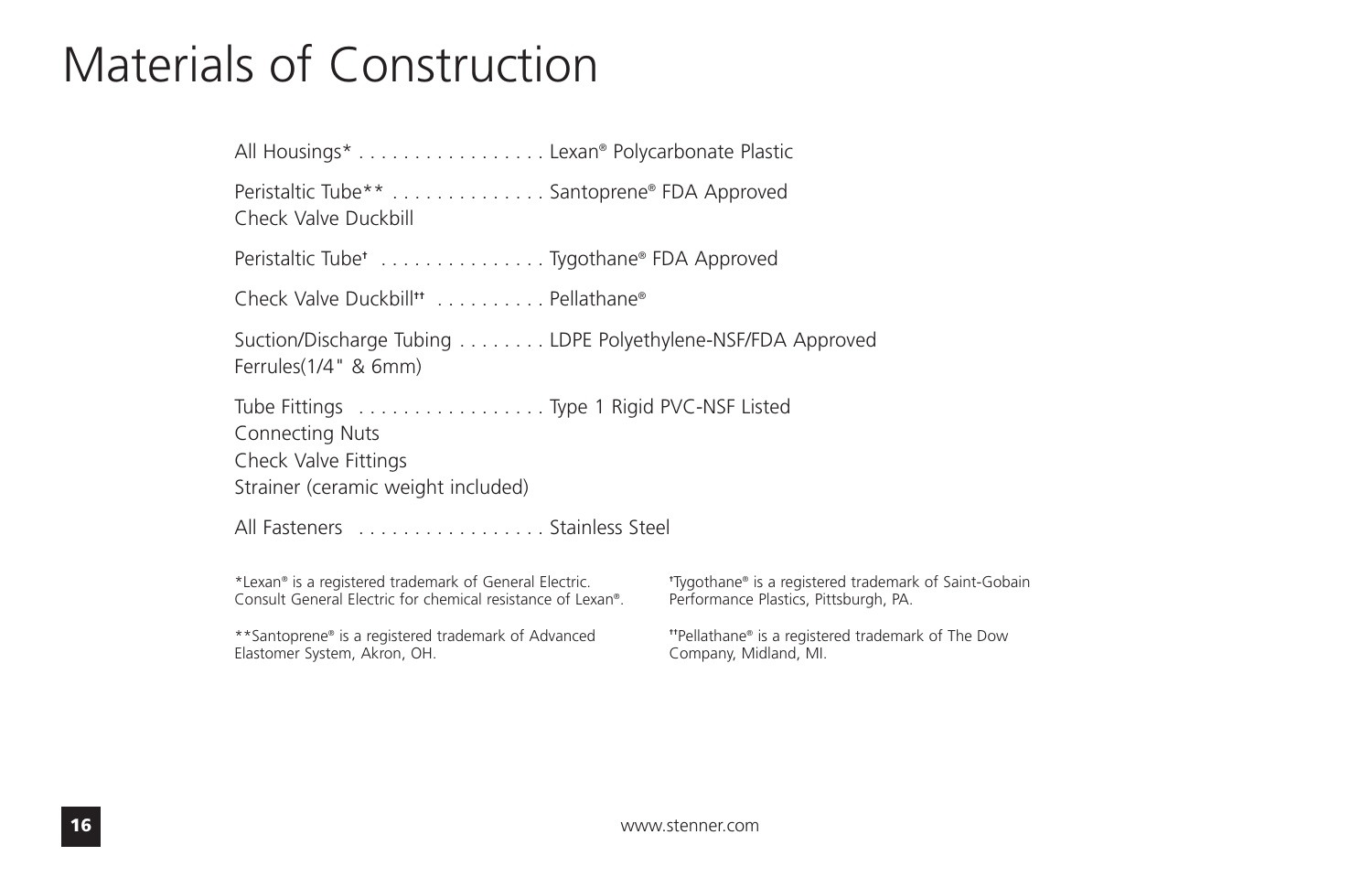# Materials of Construction

| | |
|---|---|
| All Housings* | Lexan® Polycarbonate Plastic |
| Peristaltic Tube**<br>Check Valve Duckbill | Santoprene® FDA Approved |
| Peristaltic Tube† | Tygothane® FDA Approved |
| Check Valve Duckbill†† | Pellathane® |
| Suction/Discharge Tubing<br>Ferrules(1/4" & 6mm) | LDPE Polyethylene-NSF/FDA Approved |
| Tube Fittings<br>Connecting Nuts<br>Check Valve Fittings<br>Strainer (ceramic weight included) | Type 1 Rigid PVC-NSF Listed |
| All Fasteners | Stainless Steel |

*Lexan® is a registered trademark of General Electric. Consult General Electric for chemical resistance of Lexan®.

**Santoprene® is a registered trademark of Advanced Elastomer System, Akron, OH.

†Tygothane® is a registered trademark of Saint-Gobain Performance Plastics, Pittsburgh, PA.

††Pellathane® is a registered trademark of The Dow Company, Midland, MI.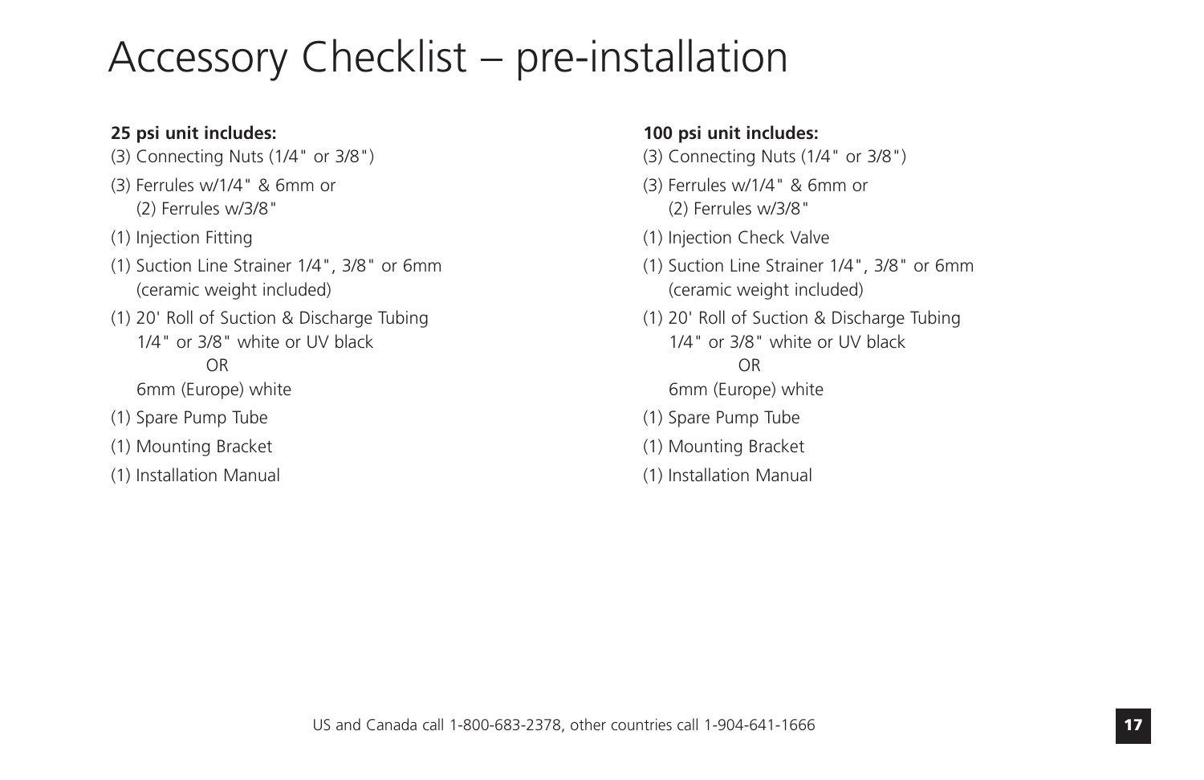# Accessory Checklist – pre-installation

**25 psi unit includes:**

(3) Connecting Nuts (1/4" or 3/8")

(3) Ferrules w/1/4" & 6mm or
(2) Ferrules w/3/8"

(1) Injection Fitting

(1) Suction Line Strainer 1/4", 3/8" or 6mm
(ceramic weight included)

(1) 20' Roll of Suction & Discharge Tubing
1/4" or 3/8" white or UV black
OR
6mm (Europe) white

(1) Spare Pump Tube

(1) Mounting Bracket

(1) Installation Manual

**100 psi unit includes:**

(3) Connecting Nuts (1/4" or 3/8")

(3) Ferrules w/1/4" & 6mm or
(2) Ferrules w/3/8"

(1) Injection Check Valve

(1) Suction Line Strainer 1/4", 3/8" or 6mm
(ceramic weight included)

(1) 20' Roll of Suction & Discharge Tubing
1/4" or 3/8" white or UV black
OR
6mm (Europe) white

(1) Spare Pump Tube

(1) Mounting Bracket

(1) Installation Manual

US and Canada call 1-800-683-2378, other countries call 1-904-641-1666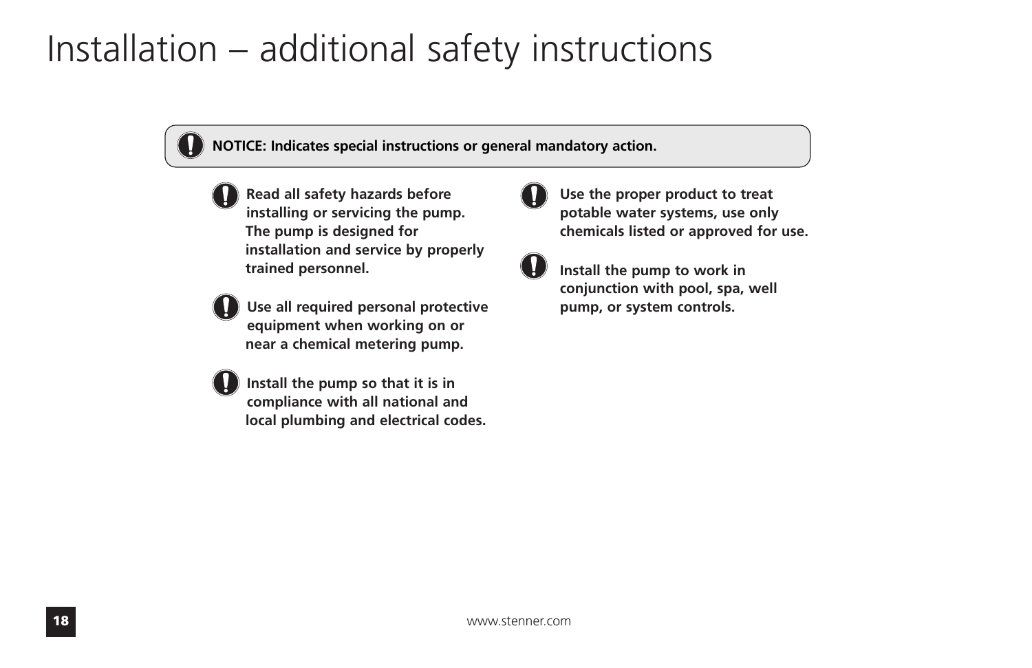# Installation – additional safety instructions

**NOTICE: Indicates special instructions or general mandatory action.**

- **Read all safety hazards before installing or servicing the pump. The pump is designed for installation and service by properly trained personnel.**
- **Use all required personal protective equipment when working on or near a chemical metering pump.**
- **Install the pump so that it is in compliance with all national and local plumbing and electrical codes.**
- **Use the proper product to treat potable water systems, use only chemicals listed or approved for use.**
- **Install the pump to work in conjunction with pool, spa, well pump, or system controls.**

www.stenner.com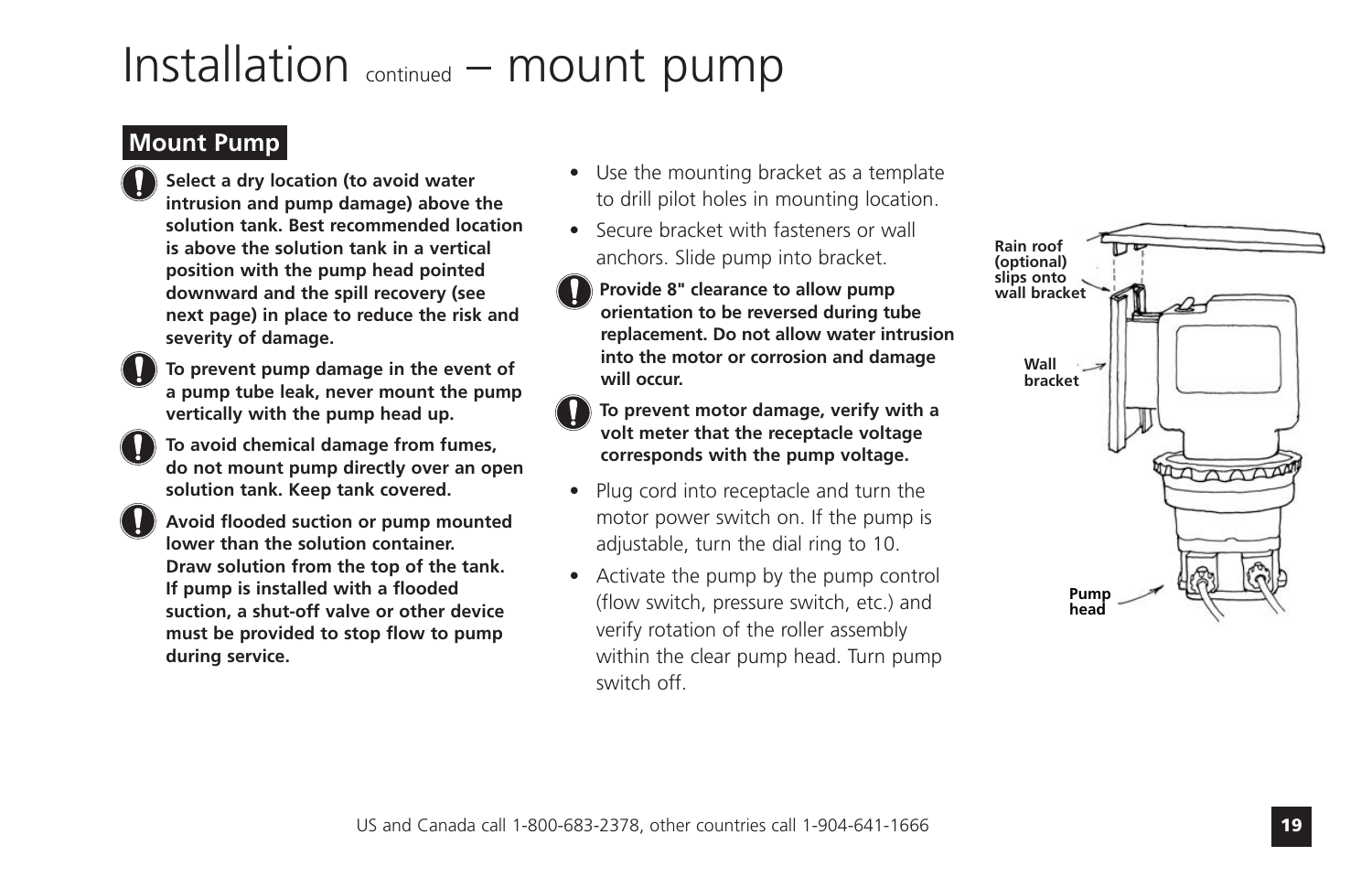# Installation continued – mount pump

## Mount Pump

**Select a dry location (to avoid water intrusion and pump damage) above the solution tank. Best recommended location is above the solution tank in a vertical position with the pump head pointed downward and the spill recovery (see next page) in place to reduce the risk and severity of damage.**

**To prevent pump damage in the event of a pump tube leak, never mount the pump vertically with the pump head up.**

**To avoid chemical damage from fumes, do not mount pump directly over an open solution tank. Keep tank covered.**

**Avoid flooded suction or pump mounted lower than the solution container. Draw solution from the top of the tank. If pump is installed with a flooded suction, a shut-off valve or other device must be provided to stop flow to pump during service.**

- Use the mounting bracket as a template to drill pilot holes in mounting location.
- Secure bracket with fasteners or wall anchors. Slide pump into bracket.

**Provide 8" clearance to allow pump orientation to be reversed during tube replacement. Do not allow water intrusion into the motor or corrosion and damage will occur.**

**To prevent motor damage, verify with a volt meter that the receptacle voltage corresponds with the pump voltage.**

- Plug cord into receptacle and turn the motor power switch on. If the pump is adjustable, turn the dial ring to 10.
- Activate the pump by the pump control (flow switch, pressure switch, etc.) and verify rotation of the roller assembly within the clear pump head. Turn pump switch off.

**Rain roof (optional) slips onto wall bracket**

**Wall bracket**

**Pump head**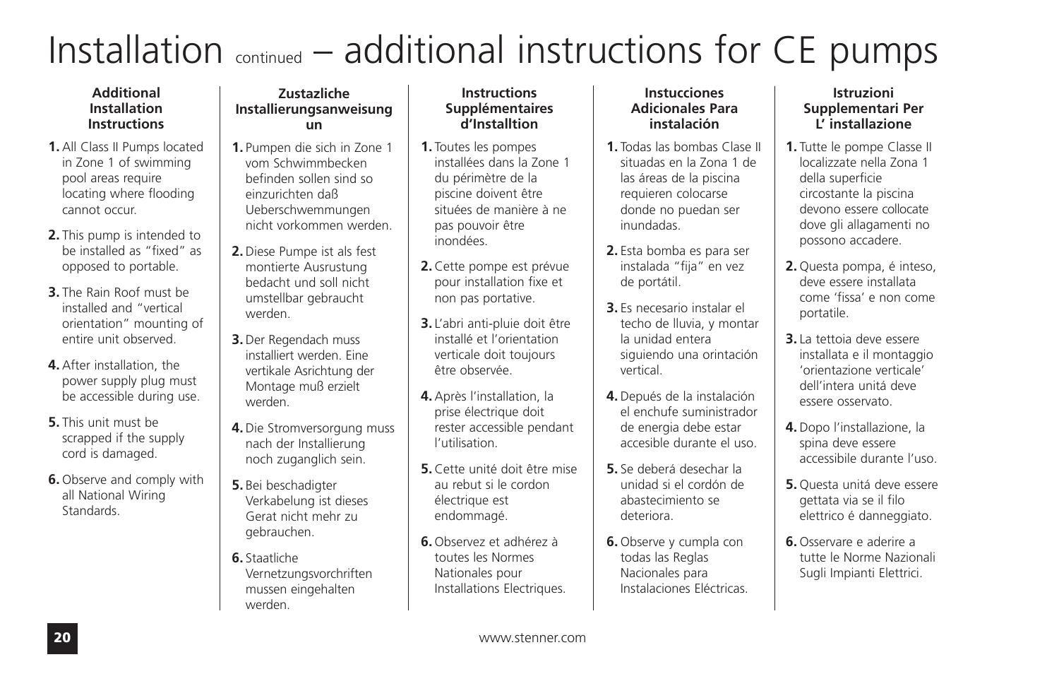# Installation continued – additional instructions for CE pumps

### Additional Installation Instructions

1. All Class II Pumps located in Zone 1 of swimming pool areas require locating where flooding cannot occur.
2. This pump is intended to be installed as "fixed" as opposed to portable.
3. The Rain Roof must be installed and "vertical orientation" mounting of entire unit observed.
4. After installation, the power supply plug must be accessible during use.
5. This unit must be scrapped if the supply cord is damaged.
6. Observe and comply with all National Wiring Standards.

### Zustazliche Installierungsanweisungun

1. Pumpen die sich in Zone 1 vom Schwimmbecken befinden sollen sind so einzurichten daß Ueberschwemmungen nicht vorkommen werden.
2. Diese Pumpe ist als fest montierte Ausrustung bedacht und soll nicht umstellbar gebraucht werden.
3. Der Regendach muss installiert werden. Eine vertikale Asrichtung der Montage muß erzielt werden.
4. Die Stromversorgung muss nach der Installierung noch zuganglich sein.
5. Bei beschadigter Verkabelung ist dieses Gerat nicht mehr zu gebrauchen.
6. Staatliche Vernetzungsvorchriften mussen eingehalten werden.

### Instructions Supplémentaires d'Installtion

1. Toutes les pompes installées dans la Zone 1 du périmètre de la piscine doivent être situées de manière à ne pas pouvoir être inondées.
2. Cette pompe est prévue pour installation fixe et non pas portative.
3. L'abri anti-pluie doit être installé et l'orientation verticale doit toujours être observée.
4. Après l'installation, la prise électrique doit rester accessible pendant l'utilisation.
5. Cette unité doit être mise au rebut si le cordon électrique est endommagé.
6. Observez et adhérez à toutes les Normes Nationales pour Installations Electriques.

### Instucciones Adicionales Para instalación

1. Todas las bombas Clase II situadas en la Zona 1 de las áreas de la piscina requieren colocarse donde no puedan ser inundadas.
2. Esta bomba es para ser instalada "fija" en vez de portátil.
3. Es necesario instalar el techo de lluvia, y montar la unidad entera siguiendo una orintación vertical.
4. Depués de la instalación el enchufe suministrador de energia debe estar accesible durante el uso.
5. Se deberá desechar la unidad si el cordón de abastecimiento se deteriora.
6. Observe y cumpla con todas las Reglas Nacionales para Instalaciones Eléctricas.

### Istruzioni Supplementari Per L' installazione

1. Tutte le pompe Classe II localizzate nella Zona 1 della superficie circostante la piscina devono essere collocate dove gli allagamenti no possono accadere.
2. Questa pompa, é inteso, deve essere installata come 'fissa' e non come portatile.
3. La tettoia deve essere installata e il montaggio 'orientazione verticale' dell'intera unitá deve essere osservato.
4. Dopo l'installazione, la spina deve essere accessibile durante l'uso.
5. Questa unitá deve essere gettata via se il filo elettrico é danneggiato.
6. Osservare e aderire a tutte le Norme Nazionali Sugli Impianti Elettrici.

www.stenner.com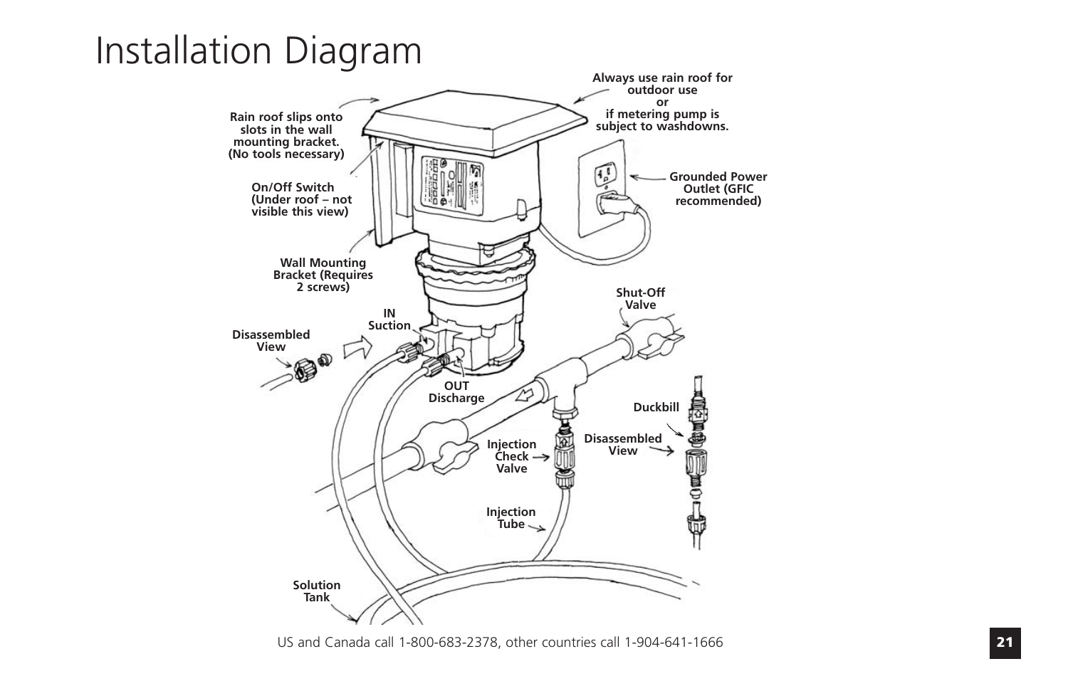# Installation Diagram

Rain roof slips onto slots in the wall mounting bracket. (No tools necessary)

Always use rain roof for outdoor use or if metering pump is subject to washdowns.

On/Off Switch (Under roof – not visible this view)

Grounded Power Outlet (GFIC recommended)

Wall Mounting Bracket (Requires 2 screws)

Shut-Off Valve

IN Suction

Disassembled View

OUT Discharge

Duckbill

Injection Check Valve

Disassembled View

Injection Tube

Solution Tank

US and Canada call 1-800-683-2378, other countries call 1-904-641-1666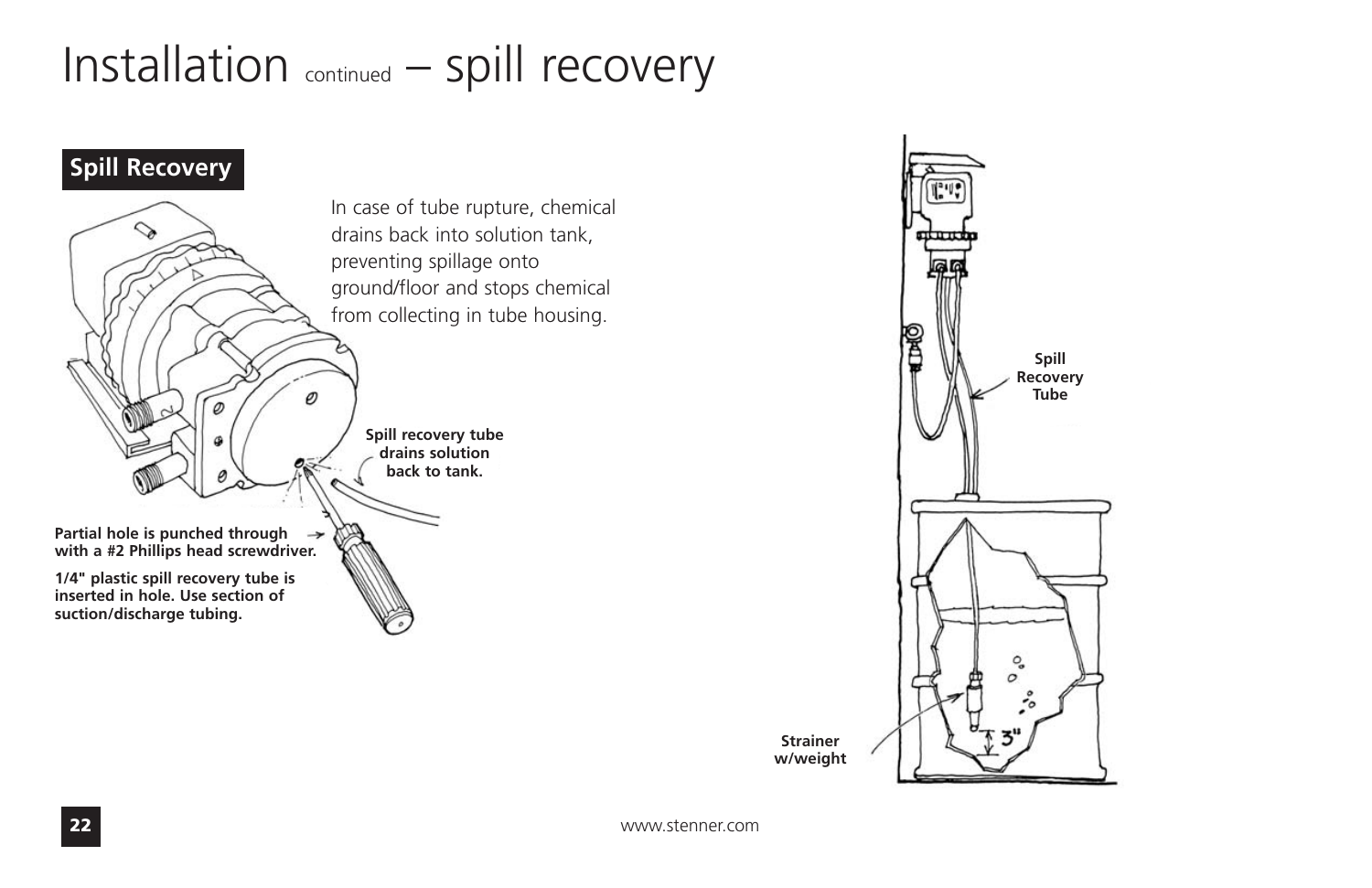# Installation continued – spill recovery

## Spill Recovery

In case of tube rupture, chemical drains back into solution tank, preventing spillage onto ground/floor and stops chemical from collecting in tube housing.

**Spill recovery tube drains solution back to tank.**

**Partial hole is punched through with a #2 Phillips head screwdriver.**

**1/4" plastic spill recovery tube is inserted in hole. Use section of suction/discharge tubing.**

**Spill Recovery Tube**

**Strainer w/weight**

3"

www.stenner.com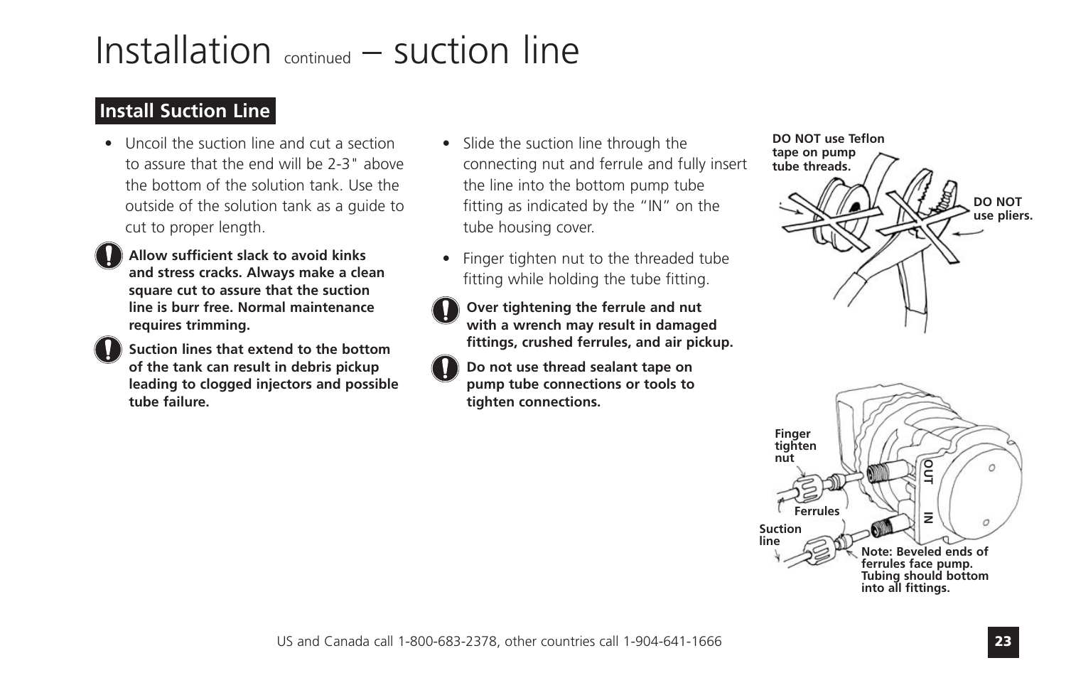# Installation continued – suction line

## Install Suction Line

- Uncoil the suction line and cut a section to assure that the end will be 2-3" above the bottom of the solution tank. Use the outside of the solution tank as a guide to cut to proper length.

**Allow sufficient slack to avoid kinks and stress cracks. Always make a clean square cut to assure that the suction line is burr free. Normal maintenance requires trimming.**

**Suction lines that extend to the bottom of the tank can result in debris pickup leading to clogged injectors and possible tube failure.**

- Slide the suction line through the connecting nut and ferrule and fully insert the line into the bottom pump tube fitting as indicated by the "IN" on the tube housing cover.
- Finger tighten nut to the threaded tube fitting while holding the tube fitting.

**Over tightening the ferrule and nut with a wrench may result in damaged fittings, crushed ferrules, and air pickup.**

**Do not use thread sealant tape on pump tube connections or tools to tighten connections.**

DO NOT use Teflon tape on pump tube threads.

DO NOT use pliers.

Finger tighten nut

Ferrules

Suction line

OUT

IN

Note: Beveled ends of ferrules face pump. Tubing should bottom into all fittings.

US and Canada call 1-800-683-2378, other countries call 1-904-641-1666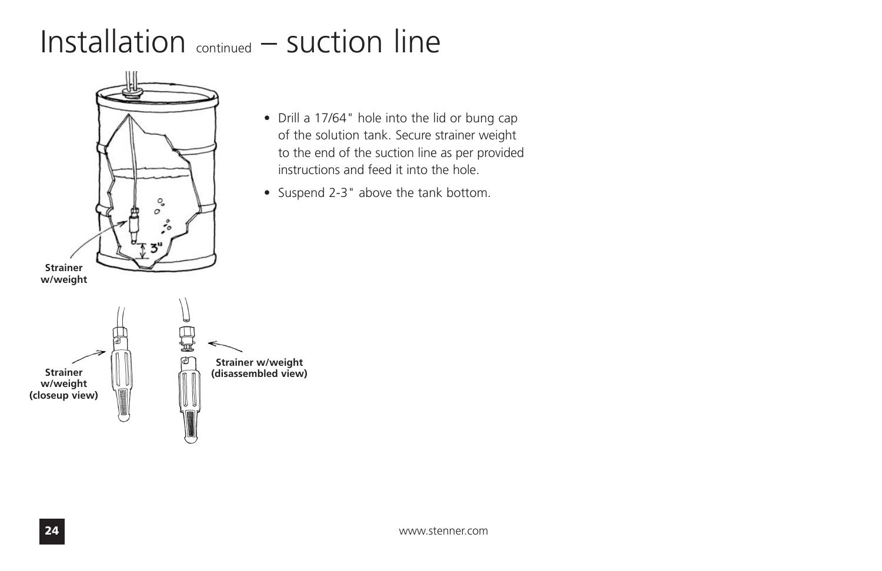# Installation *continued* – suction line

Strainer w/weight

Strainer w/weight (closeup view)

Strainer w/weight (disassembled view)

- Drill a 17/64" hole into the lid or bung cap of the solution tank. Secure strainer weight to the end of the suction line as per provided instructions and feed it into the hole.
- Suspend 2-3" above the tank bottom.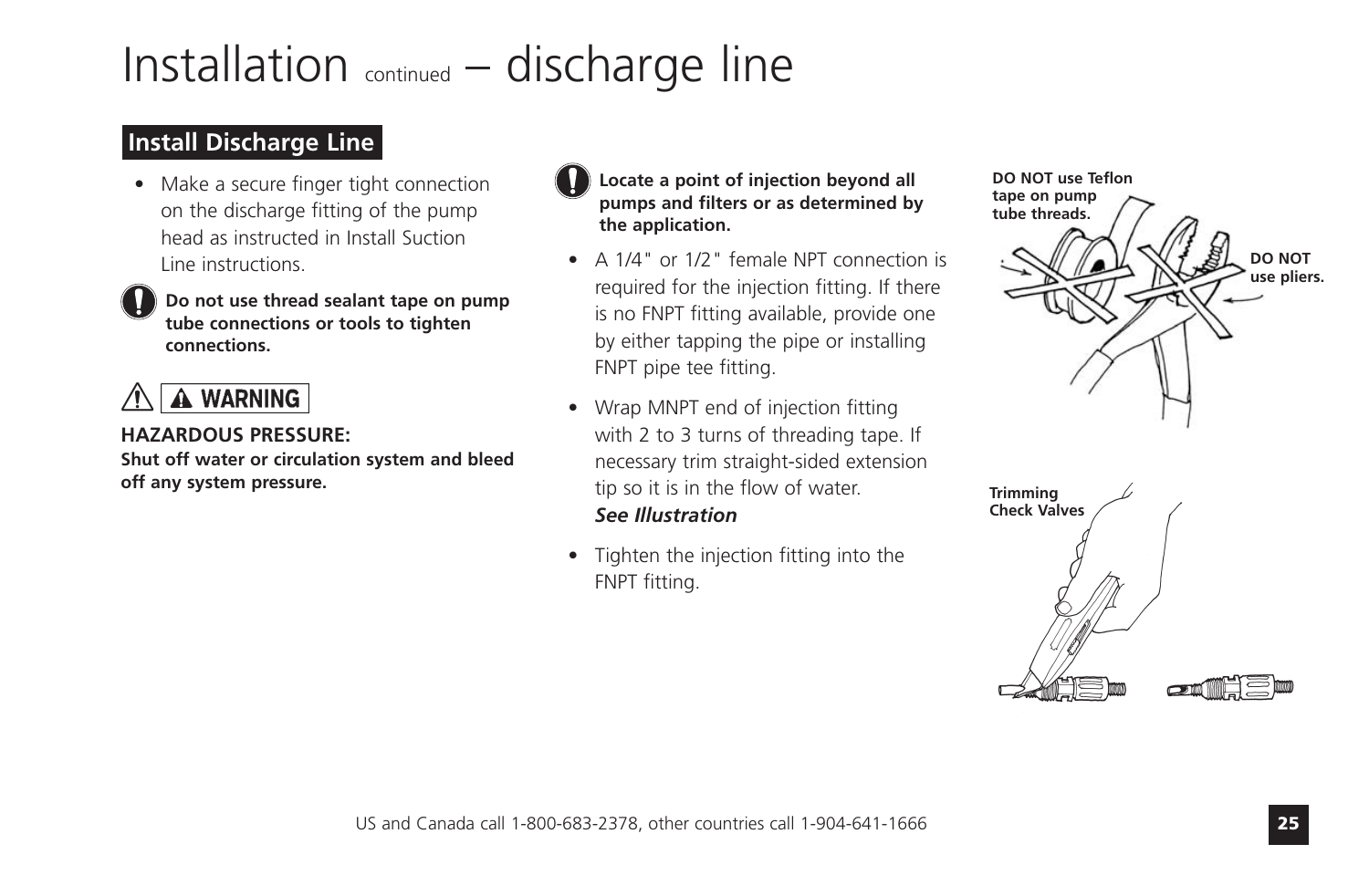# Installation continued – discharge line

## Install Discharge Line

- Make a secure finger tight connection on the discharge fitting of the pump head as instructed in Install Suction Line instructions.

**Do not use thread sealant tape on pump tube connections or tools to tighten connections.**

**⚠ WARNING**

**HAZARDOUS PRESSURE:**
**Shut off water or circulation system and bleed off any system pressure.**

**Locate a point of injection beyond all pumps and filters or as determined by the application.**

- A 1/4" or 1/2" female NPT connection is required for the injection fitting. If there is no FNPT fitting available, provide one by either tapping the pipe or installing FNPT pipe tee fitting.
- Wrap MNPT end of injection fitting with 2 to 3 turns of threading tape. If necessary trim straight-sided extension tip so it is in the flow of water. ***See Illustration***
- Tighten the injection fitting into the FNPT fitting.

**DO NOT use Teflon tape on pump tube threads.**

**DO NOT use pliers.**

**Trimming Check Valves**

US and Canada call 1-800-683-2378, other countries call 1-904-641-1666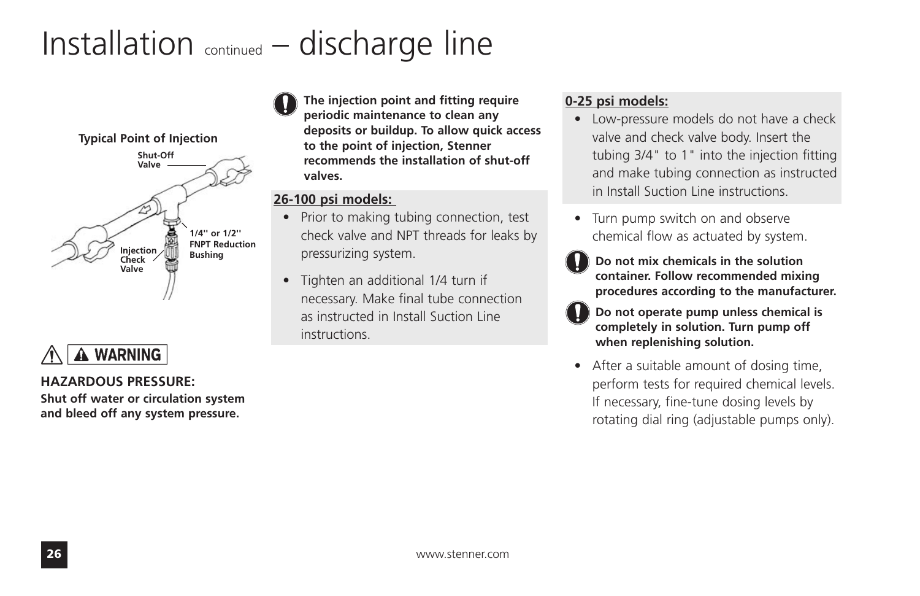# Installation continued – discharge line

Typical Point of Injection

Shut-Off Valve

1/4" or 1/2" FNPT Reduction Bushing

Injection Check Valve

⚠ **WARNING**

**HAZARDOUS PRESSURE:**

**Shut off water or circulation system and bleed off any system pressure.**

**The injection point and fitting require periodic maintenance to clean any deposits or buildup. To allow quick access to the point of injection, Stenner recommends the installation of shut-off valves.**

**26-100 psi models:**

- Prior to making tubing connection, test check valve and NPT threads for leaks by pressurizing system.
- Tighten an additional 1/4 turn if necessary. Make final tube connection as instructed in Install Suction Line instructions.

**0-25 psi models:**

- Low-pressure models do not have a check valve and check valve body. Insert the tubing 3/4" to 1" into the injection fitting and make tubing connection as instructed in Install Suction Line instructions.

- Turn pump switch on and observe chemical flow as actuated by system.

**Do not mix chemicals in the solution container. Follow recommended mixing procedures according to the manufacturer.**

**Do not operate pump unless chemical is completely in solution. Turn pump off when replenishing solution.**

- After a suitable amount of dosing time, perform tests for required chemical levels. If necessary, fine-tune dosing levels by rotating dial ring (adjustable pumps only).

www.stenner.com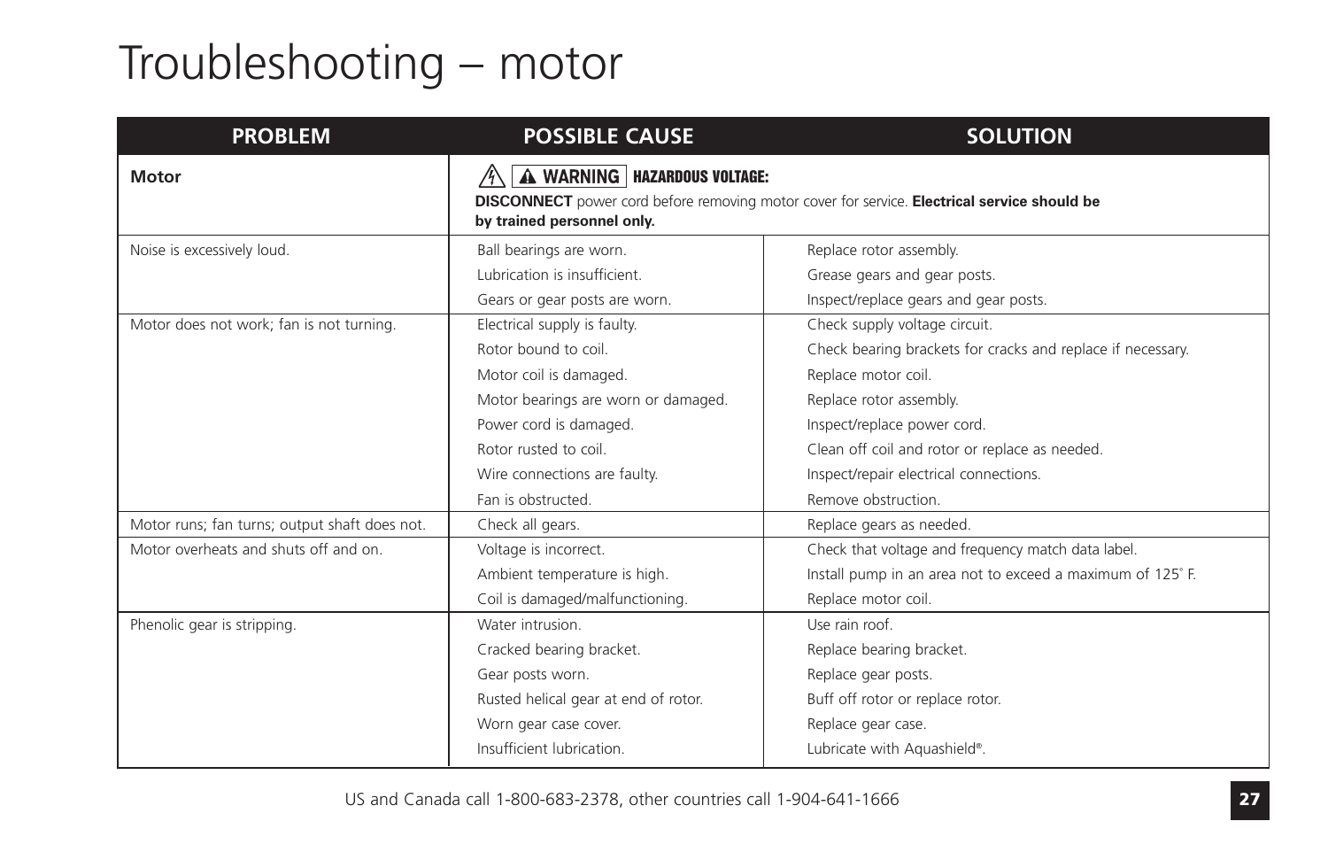# Troubleshooting – motor

| PROBLEM | POSSIBLE CAUSE | SOLUTION |
|---|---|---|
| **Motor** | ⚠ **WARNING HAZARDOUS VOLTAGE:** **DISCONNECT** power cord before removing motor cover for service. **Electrical service should be by trained personnel only.** | |
| Noise is excessively loud. | Ball bearings are worn. | Replace rotor assembly. |
| | Lubrication is insufficient. | Grease gears and gear posts. |
| | Gears or gear posts are worn. | Inspect/replace gears and gear posts. |
| Motor does not work; fan is not turning. | Electrical supply is faulty. | Check supply voltage circuit. |
| | Rotor bound to coil. | Check bearing brackets for cracks and replace if necessary. |
| | Motor coil is damaged. | Replace motor coil. |
| | Motor bearings are worn or damaged. | Replace rotor assembly. |
| | Power cord is damaged. | Inspect/replace power cord. |
| | Rotor rusted to coil. | Clean off coil and rotor or replace as needed. |
| | Wire connections are faulty. | Inspect/repair electrical connections. |
| | Fan is obstructed. | Remove obstruction. |
| Motor runs; fan turns; output shaft does not. | Check all gears. | Replace gears as needed. |
| Motor overheats and shuts off and on. | Voltage is incorrect. | Check that voltage and frequency match data label. |
| | Ambient temperature is high. | Install pump in an area not to exceed a maximum of 125° F. |
| | Coil is damaged/malfunctioning. | Replace motor coil. |
| Phenolic gear is stripping. | Water intrusion. | Use rain roof. |
| | Cracked bearing bracket. | Replace bearing bracket. |
| | Gear posts worn. | Replace gear posts. |
| | Rusted helical gear at end of rotor. | Buff off rotor or replace rotor. |
| | Worn gear case cover. | Replace gear case. |
| | Insufficient lubrication. | Lubricate with Aquashield®. |

US and Canada call 1-800-683-2378, other countries call 1-904-641-1666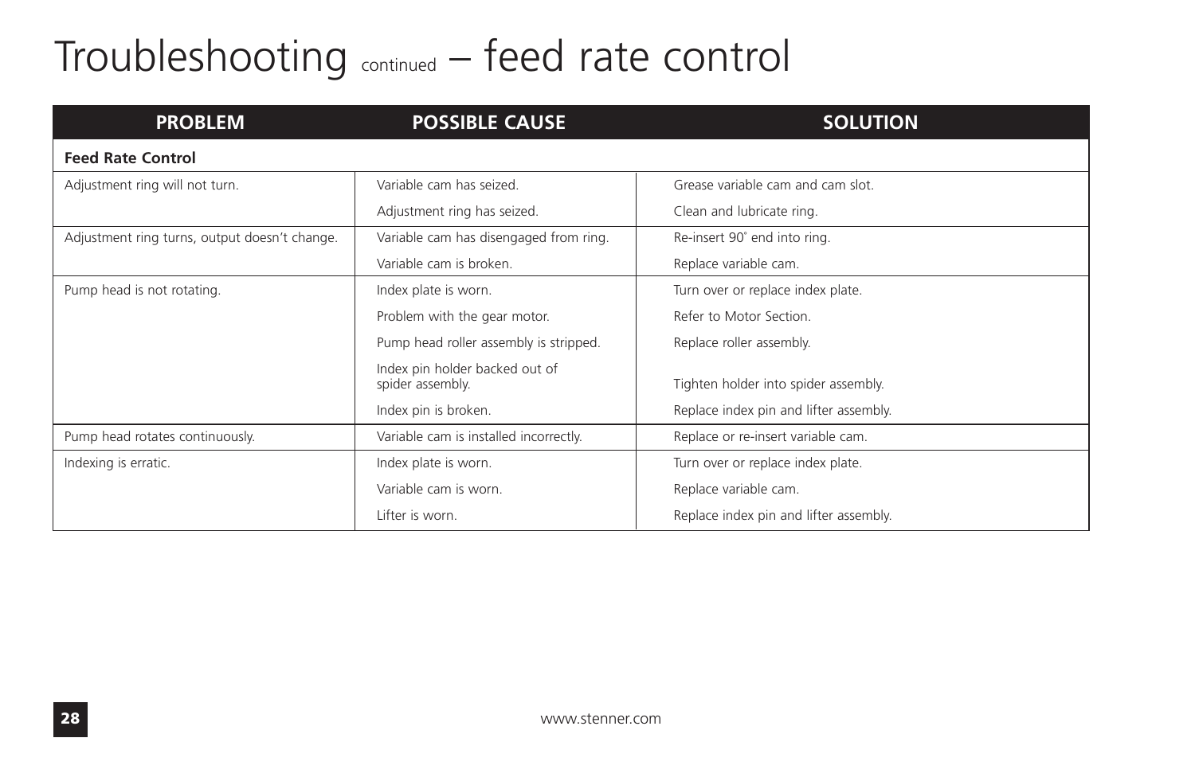# Troubleshooting continued – feed rate control

| PROBLEM | POSSIBLE CAUSE | SOLUTION |
|---|---|---|
| **Feed Rate Control** | | |
| Adjustment ring will not turn. | Variable cam has seized. | Grease variable cam and cam slot. |
| | Adjustment ring has seized. | Clean and lubricate ring. |
| Adjustment ring turns, output doesn't change. | Variable cam has disengaged from ring. | Re-insert 90˚ end into ring. |
| | Variable cam is broken. | Replace variable cam. |
| Pump head is not rotating. | Index plate is worn. | Turn over or replace index plate. |
| | Problem with the gear motor. | Refer to Motor Section. |
| | Pump head roller assembly is stripped. | Replace roller assembly. |
| | Index pin holder backed out of spider assembly. | Tighten holder into spider assembly. |
| | Index pin is broken. | Replace index pin and lifter assembly. |
| Pump head rotates continuously. | Variable cam is installed incorrectly. | Replace or re-insert variable cam. |
| Indexing is erratic. | Index plate is worn. | Turn over or replace index plate. |
| | Variable cam is worn. | Replace variable cam. |
| | Lifter is worn. | Replace index pin and lifter assembly. |

www.stenner.com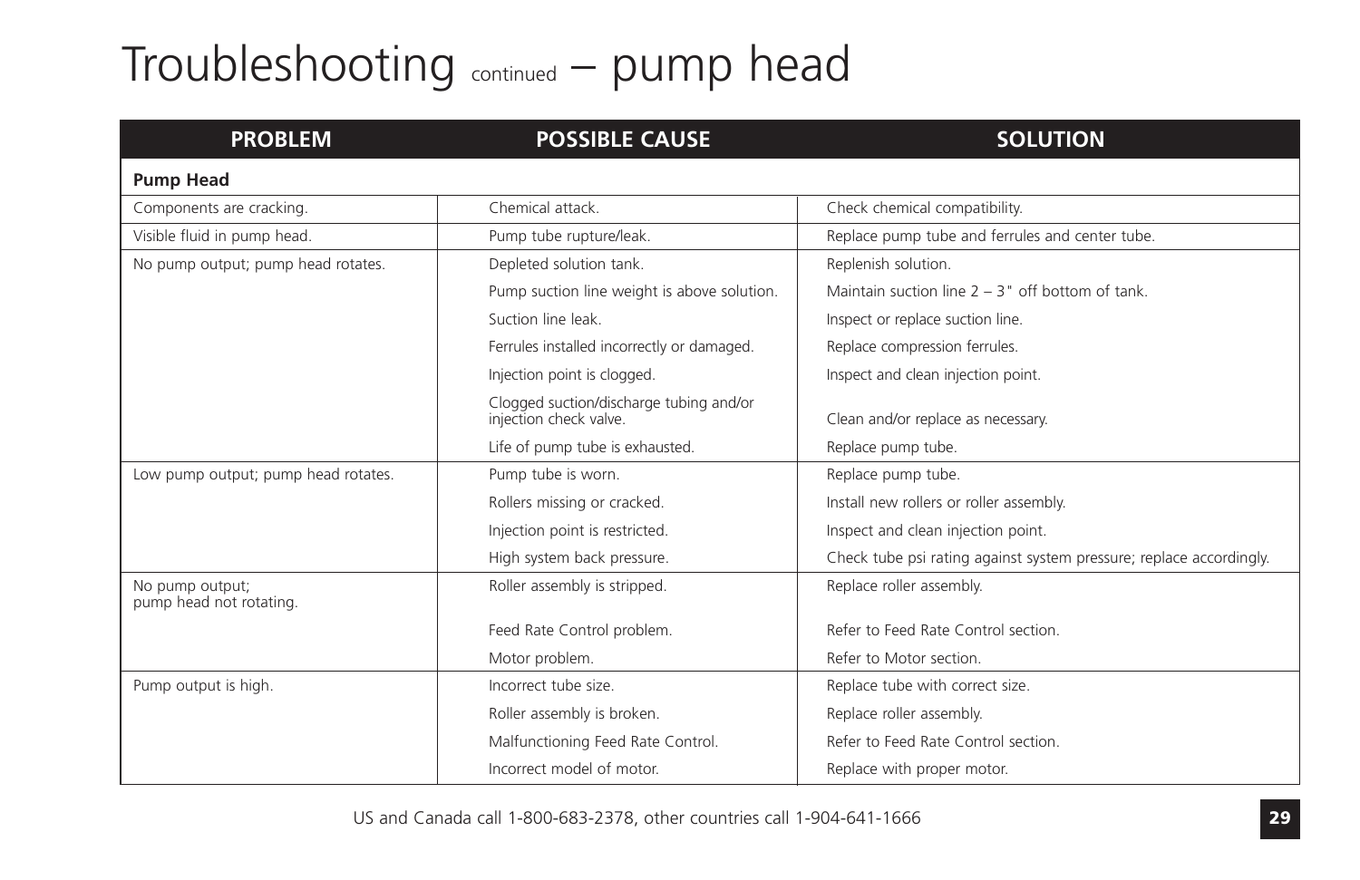# Troubleshooting continued – pump head

| PROBLEM | POSSIBLE CAUSE | SOLUTION |
|---|---|---|
| **Pump Head** | | |
| Components are cracking. | Chemical attack. | Check chemical compatibility. |
| Visible fluid in pump head. | Pump tube rupture/leak. | Replace pump tube and ferrules and center tube. |
| No pump output; pump head rotates. | Depleted solution tank. | Replenish solution. |
| | Pump suction line weight is above solution. | Maintain suction line 2 – 3" off bottom of tank. |
| | Suction line leak. | Inspect or replace suction line. |
| | Ferrules installed incorrectly or damaged. | Replace compression ferrules. |
| | Injection point is clogged. | Inspect and clean injection point. |
| | Clogged suction/discharge tubing and/or injection check valve. | Clean and/or replace as necessary. |
| | Life of pump tube is exhausted. | Replace pump tube. |
| Low pump output; pump head rotates. | Pump tube is worn. | Replace pump tube. |
| | Rollers missing or cracked. | Install new rollers or roller assembly. |
| | Injection point is restricted. | Inspect and clean injection point. |
| | High system back pressure. | Check tube psi rating against system pressure; replace accordingly. |
| No pump output; pump head not rotating. | Roller assembly is stripped. | Replace roller assembly. |
| | Feed Rate Control problem. | Refer to Feed Rate Control section. |
| | Motor problem. | Refer to Motor section. |
| Pump output is high. | Incorrect tube size. | Replace tube with correct size. |
| | Roller assembly is broken. | Replace roller assembly. |
| | Malfunctioning Feed Rate Control. | Refer to Feed Rate Control section. |
| | Incorrect model of motor. | Replace with proper motor. |

US and Canada call 1-800-683-2378, other countries call 1-904-641-1666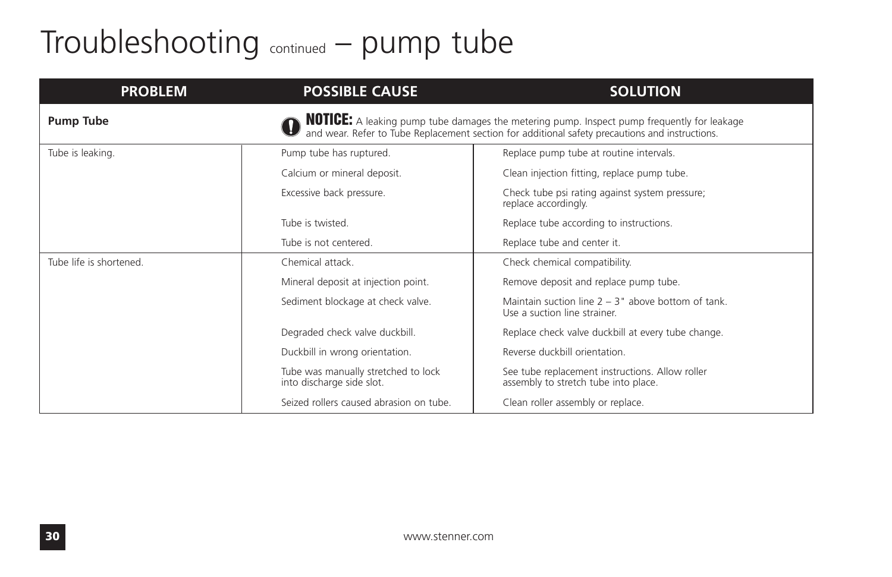# Troubleshooting continued – pump tube

| PROBLEM | POSSIBLE CAUSE | SOLUTION |
| --- | --- | --- |
| **Pump Tube** | **NOTICE:** A leaking pump tube damages the metering pump. Inspect pump frequently for leakage and wear. Refer to Tube Replacement section for additional safety precautions and instructions. | |
| Tube is leaking. | Pump tube has ruptured. | Replace pump tube at routine intervals. |
| | Calcium or mineral deposit. | Clean injection fitting, replace pump tube. |
| | Excessive back pressure. | Check tube psi rating against system pressure; replace accordingly. |
| | Tube is twisted. | Replace tube according to instructions. |
| | Tube is not centered. | Replace tube and center it. |
| Tube life is shortened. | Chemical attack. | Check chemical compatibility. |
| | Mineral deposit at injection point. | Remove deposit and replace pump tube. |
| | Sediment blockage at check valve. | Maintain suction line 2 – 3" above bottom of tank. Use a suction line strainer. |
| | Degraded check valve duckbill. | Replace check valve duckbill at every tube change. |
| | Duckbill in wrong orientation. | Reverse duckbill orientation. |
| | Tube was manually stretched to lock into discharge side slot. | See tube replacement instructions. Allow roller assembly to stretch tube into place. |
| | Seized rollers caused abrasion on tube. | Clean roller assembly or replace. |

www.stenner.com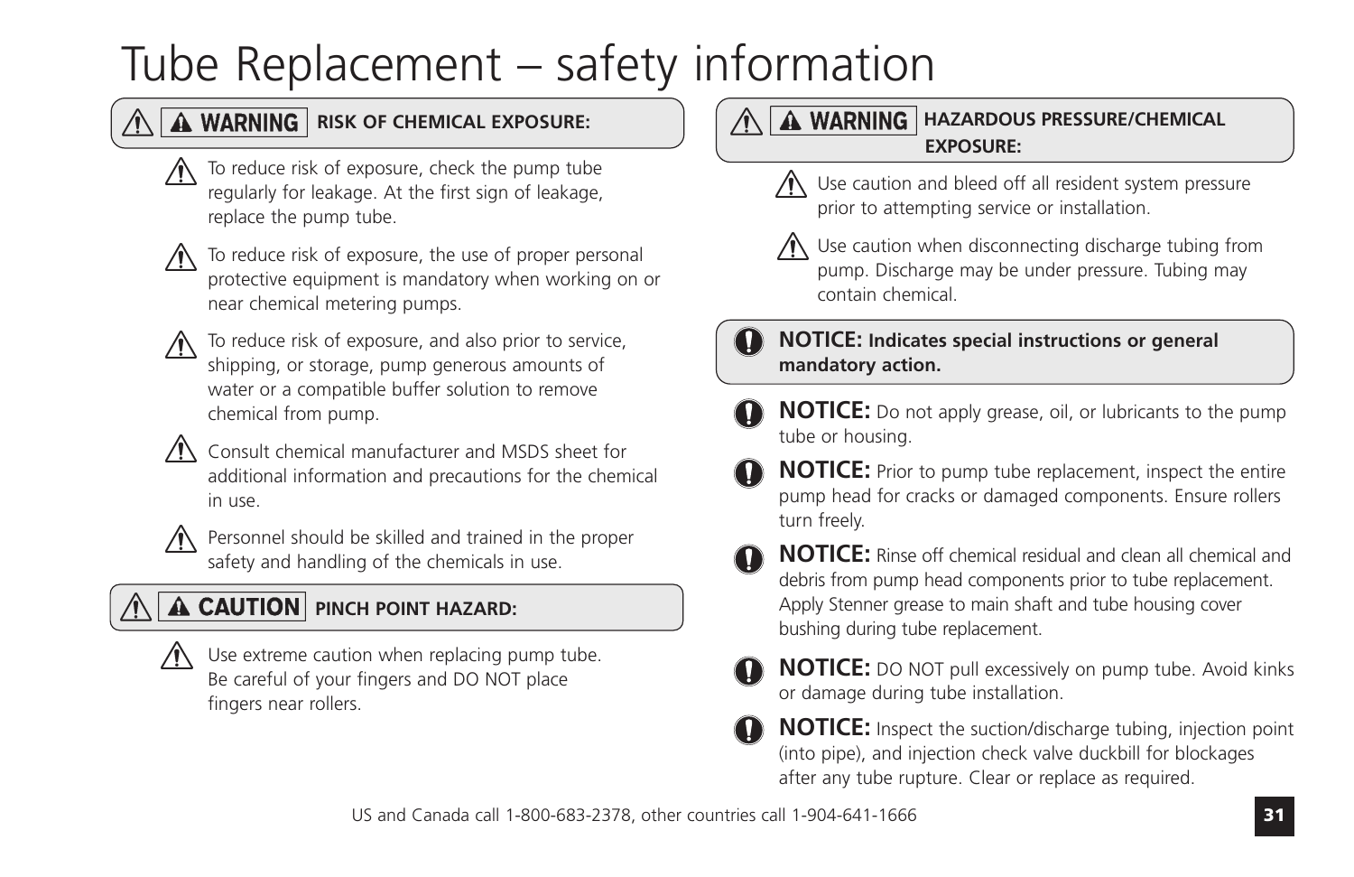# Tube Replacement – safety information

**⚠ WARNING** **RISK OF CHEMICAL EXPOSURE:**

- To reduce risk of exposure, check the pump tube regularly for leakage. At the first sign of leakage, replace the pump tube.
- To reduce risk of exposure, the use of proper personal protective equipment is mandatory when working on or near chemical metering pumps.
- To reduce risk of exposure, and also prior to service, shipping, or storage, pump generous amounts of water or a compatible buffer solution to remove chemical from pump.
- Consult chemical manufacturer and MSDS sheet for additional information and precautions for the chemical in use.
- Personnel should be skilled and trained in the proper safety and handling of the chemicals in use.

**⚠ CAUTION** **PINCH POINT HAZARD:**

- Use extreme caution when replacing pump tube. Be careful of your fingers and DO NOT place fingers near rollers.

**⚠ WARNING** **HAZARDOUS PRESSURE/CHEMICAL EXPOSURE:**

- Use caution and bleed off all resident system pressure prior to attempting service or installation.
- Use caution when disconnecting discharge tubing from pump. Discharge may be under pressure. Tubing may contain chemical.

**NOTICE: Indicates special instructions or general mandatory action.**

**NOTICE:** Do not apply grease, oil, or lubricants to the pump tube or housing.

**NOTICE:** Prior to pump tube replacement, inspect the entire pump head for cracks or damaged components. Ensure rollers turn freely.

**NOTICE:** Rinse off chemical residual and clean all chemical and debris from pump head components prior to tube replacement. Apply Stenner grease to main shaft and tube housing cover bushing during tube replacement.

**NOTICE:** DO NOT pull excessively on pump tube. Avoid kinks or damage during tube installation.

**NOTICE:** Inspect the suction/discharge tubing, injection point (into pipe), and injection check valve duckbill for blockages after any tube rupture. Clear or replace as required.

US and Canada call 1-800-683-2378, other countries call 1-904-641-1666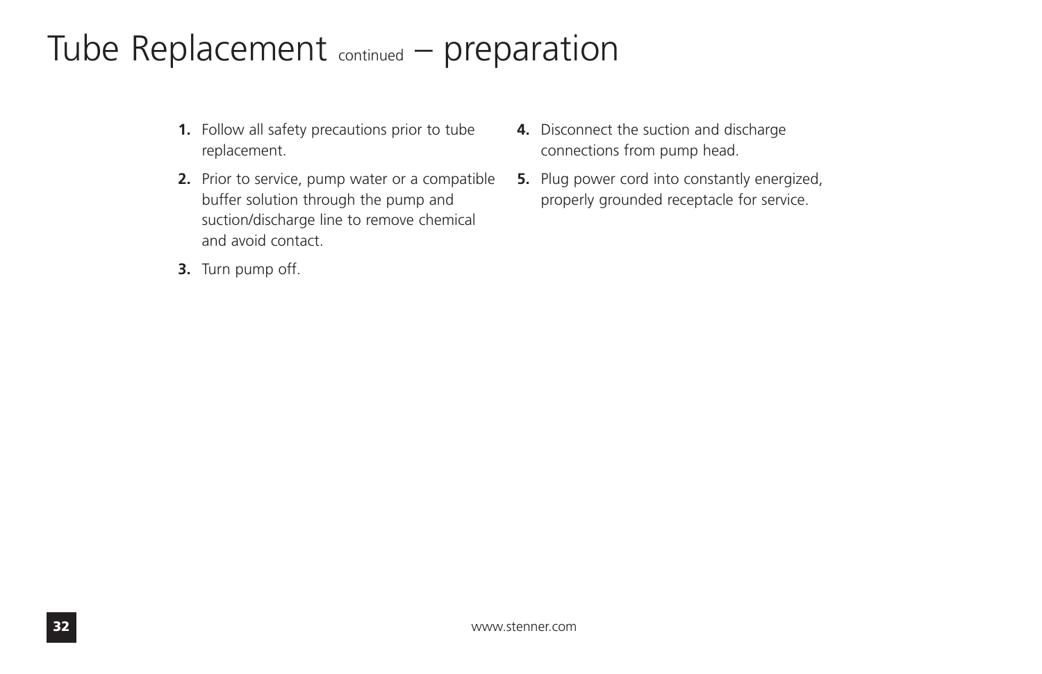# Tube Replacement continued – preparation

1. Follow all safety precautions prior to tube replacement.
2. Prior to service, pump water or a compatible buffer solution through the pump and suction/discharge line to remove chemical and avoid contact.
3. Turn pump off.
4. Disconnect the suction and discharge connections from pump head.
5. Plug power cord into constantly energized, properly grounded receptacle for service.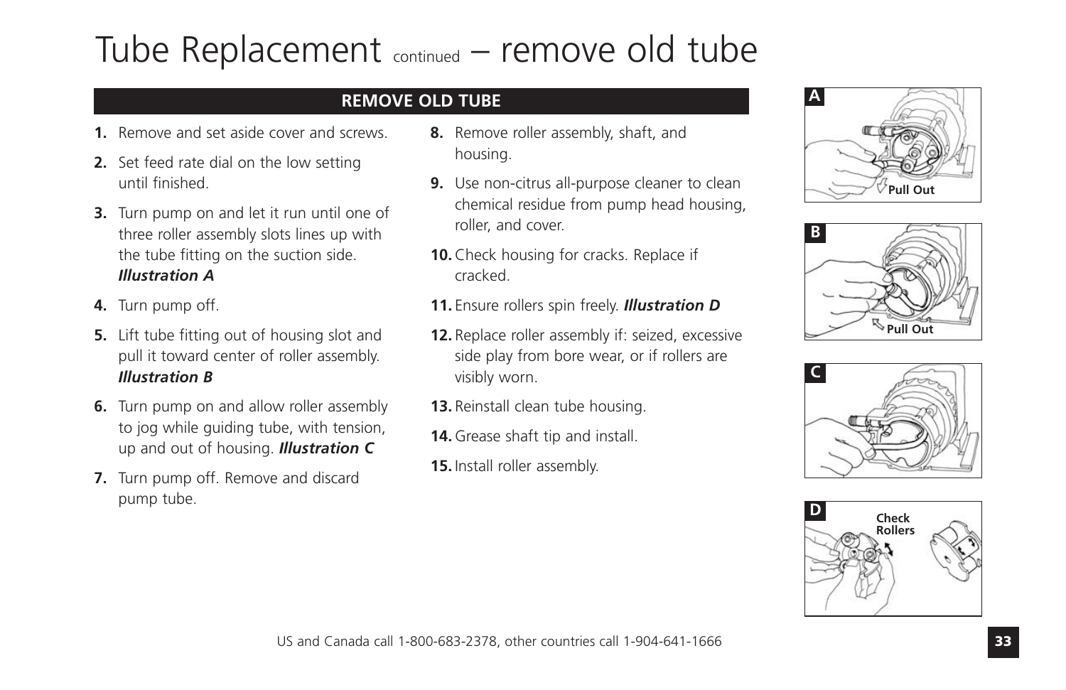# Tube Replacement continued – remove old tube

## REMOVE OLD TUBE

1. Remove and set aside cover and screws.
2. Set feed rate dial on the low setting until finished.
3. Turn pump on and let it run until one of three roller assembly slots lines up with the tube fitting on the suction side. ***Illustration A***
4. Turn pump off.
5. Lift tube fitting out of housing slot and pull it toward center of roller assembly. ***Illustration B***
6. Turn pump on and allow roller assembly to jog while guiding tube, with tension, up and out of housing. ***Illustration C***
7. Turn pump off. Remove and discard pump tube.
8. Remove roller assembly, shaft, and housing.
9. Use non-citrus all-purpose cleaner to clean chemical residue from pump head housing, roller, and cover.
10. Check housing for cracks. Replace if cracked.
11. Ensure rollers spin freely. ***Illustration D***
12. Replace roller assembly if: seized, excessive side play from bore wear, or if rollers are visibly worn.
13. Reinstall clean tube housing.
14. Grease shaft tip and install.
15. Install roller assembly.

A

Pull Out

B

Pull Out

C

D

Check Rollers

US and Canada call 1-800-683-2378, other countries call 1-904-641-1666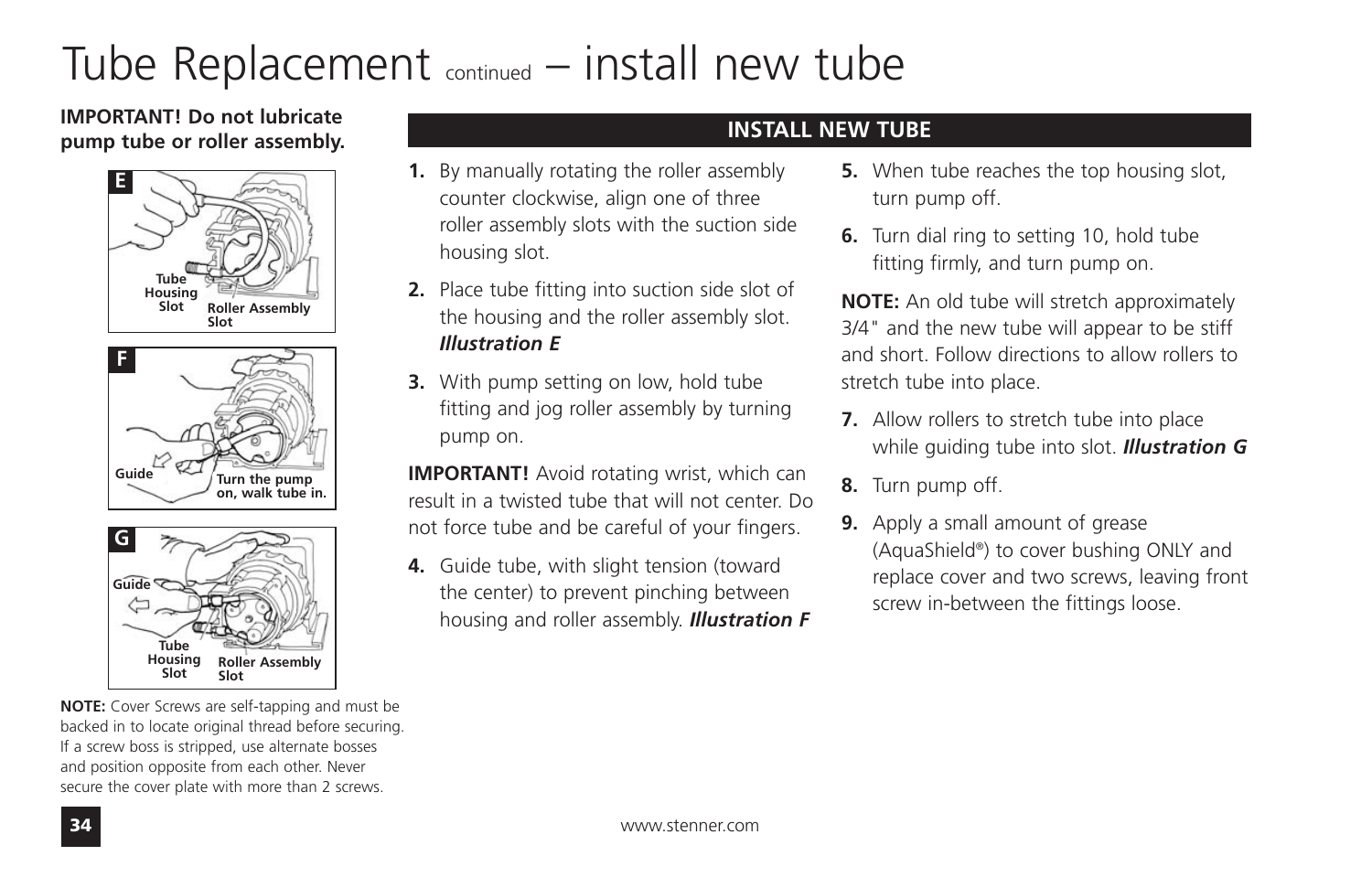# Tube Replacement continued – install new tube

**IMPORTANT! Do not lubricate pump tube or roller assembly.**

E

Tube Housing Slot

Roller Assembly Slot

F

Guide

Turn the pump on, walk tube in.

G

Guide

Tube Housing Slot

Roller Assembly Slot

**NOTE:** Cover Screws are self-tapping and must be backed in to locate original thread before securing. If a screw boss is stripped, use alternate bosses and position opposite from each other. Never secure the cover plate with more than 2 screws.

## INSTALL NEW TUBE

1. By manually rotating the roller assembly counter clockwise, align one of three roller assembly slots with the suction side housing slot.
2. Place tube fitting into suction side slot of the housing and the roller assembly slot. ***Illustration E***
3. With pump setting on low, hold tube fitting and jog roller assembly by turning pump on.

**IMPORTANT!** Avoid rotating wrist, which can result in a twisted tube that will not center. Do not force tube and be careful of your fingers.

4. Guide tube, with slight tension (toward the center) to prevent pinching between housing and roller assembly. ***Illustration F***
5. When tube reaches the top housing slot, turn pump off.
6. Turn dial ring to setting 10, hold tube fitting firmly, and turn pump on.

**NOTE:** An old tube will stretch approximately 3/4" and the new tube will appear to be stiff and short. Follow directions to allow rollers to stretch tube into place.

7. Allow rollers to stretch tube into place while guiding tube into slot. ***Illustration G***
8. Turn pump off.
9. Apply a small amount of grease (AquaShield®) to cover bushing ONLY and replace cover and two screws, leaving front screw in-between the fittings loose.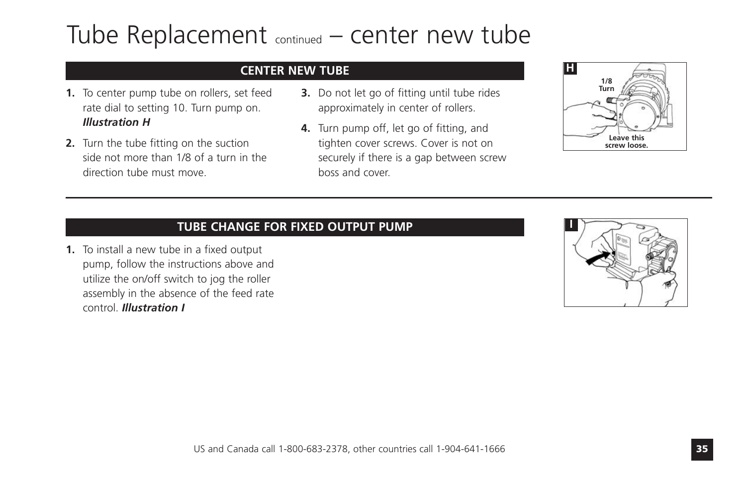# Tube Replacement continued – center new tube

## CENTER NEW TUBE

1. To center pump tube on rollers, set feed rate dial to setting 10. Turn pump on. ***Illustration H***
2. Turn the tube fitting on the suction side not more than 1/8 of a turn in the direction tube must move.
3. Do not let go of fitting until tube rides approximately in center of rollers.
4. Turn pump off, let go of fitting, and tighten cover screws. Cover is not on securely if there is a gap between screw boss and cover.

H

**1/8 Turn**

**Leave this screw loose.**

## TUBE CHANGE FOR FIXED OUTPUT PUMP

1. To install a new tube in a fixed output pump, follow the instructions above and utilize the on/off switch to jog the roller assembly in the absence of the feed rate control. ***Illustration I***

I

US and Canada call 1-800-683-2378, other countries call 1-904-641-1666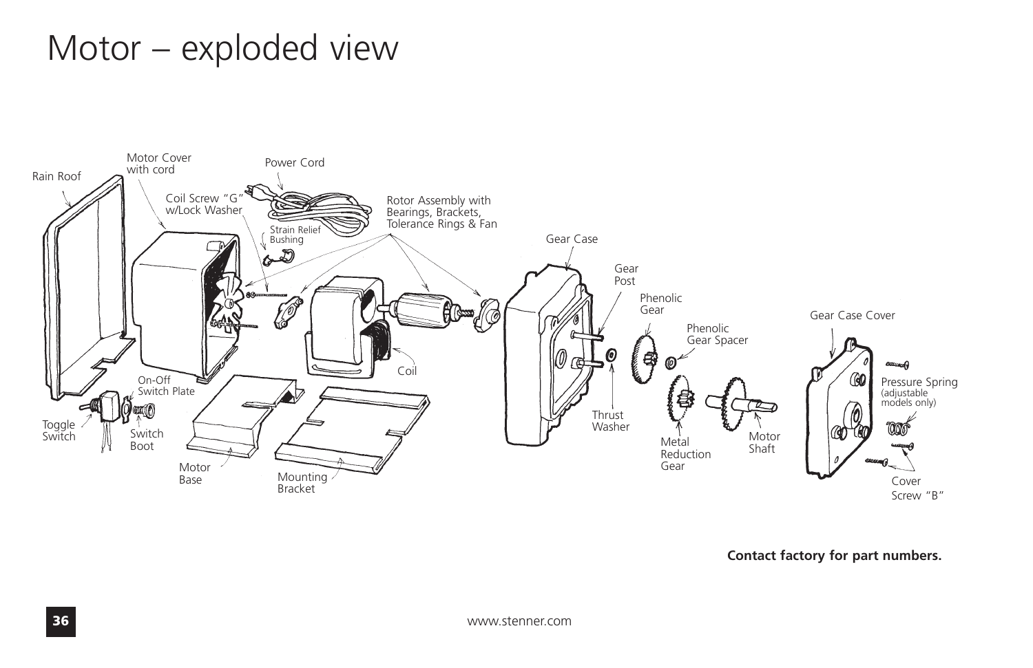# Motor – exploded view

Rain Roof

Motor Cover with cord

Coil Screw "G" w/Lock Washer

Power Cord

Strain Relief Bushing

Rotor Assembly with Bearings, Brackets, Tolerance Rings & Fan

Gear Case

Gear Post

Phenolic Gear

Phenolic Gear Spacer

Gear Case Cover

Pressure Spring (adjustable models only)

Cover Screw "B"

Motor Shaft

Metal Reduction Gear

Thrust Washer

Coil

Mounting Bracket

Motor Base

Toggle Switch

On-Off Switch Plate

Switch Boot

**Contact factory for part numbers.**

www.stenner.com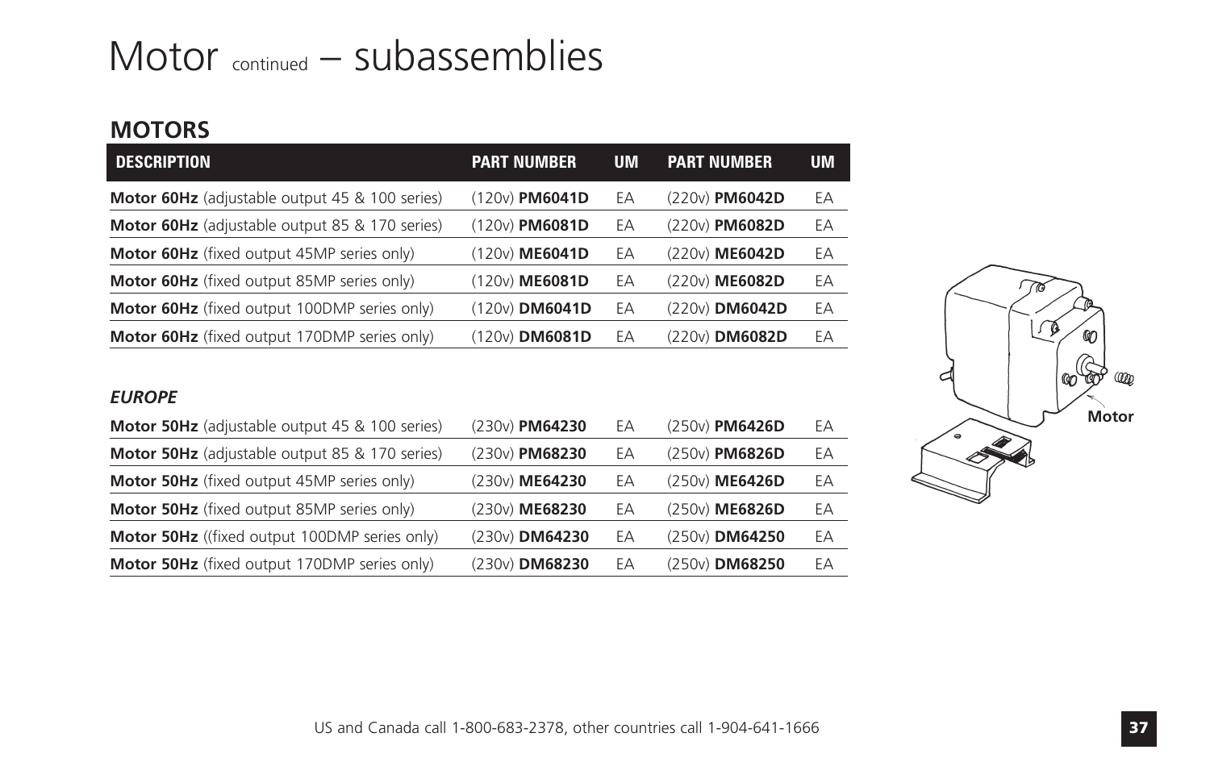# Motor continued – subassemblies

## MOTORS

| DESCRIPTION | PART NUMBER | UM | PART NUMBER | UM |
|---|---|---|---|---|
| **Motor 60Hz** (adjustable output 45 & 100 series) | (120v) **PM6041D** | EA | (220v) **PM6042D** | EA |
| **Motor 60Hz** (adjustable output 85 & 170 series) | (120v) **PM6081D** | EA | (220v) **PM6082D** | EA |
| **Motor 60Hz** (fixed output 45MP series only) | (120v) **ME6041D** | EA | (220v) **ME6042D** | EA |
| **Motor 60Hz** (fixed output 85MP series only) | (120v) **ME6081D** | EA | (220v) **ME6082D** | EA |
| **Motor 60Hz** (fixed output 100DMP series only) | (120v) **DM6041D** | EA | (220v) **DM6042D** | EA |
| **Motor 60Hz** (fixed output 170DMP series only) | (120v) **DM6081D** | EA | (220v) **DM6082D** | EA |

### *EUROPE*

| | | | | |
|---|---|---|---|---|
| **Motor 50Hz** (adjustable output 45 & 100 series) | (230v) **PM64230** | EA | (250v) **PM6426D** | EA |
| **Motor 50Hz** (adjustable output 85 & 170 series) | (230v) **PM68230** | EA | (250v) **PM6826D** | EA |
| **Motor 50Hz** (fixed output 45MP series only) | (230v) **ME64230** | EA | (250v) **ME6426D** | EA |
| **Motor 50Hz** (fixed output 85MP series only) | (230v) **ME68230** | EA | (250v) **ME6826D** | EA |
| **Motor 50Hz** ((fixed output 100DMP series only) | (230v) **DM64230** | EA | (250v) **DM64250** | EA |
| **Motor 50Hz** (fixed output 170DMP series only) | (230v) **DM68230** | EA | (250v) **DM68250** | EA |

**Motor**

US and Canada call 1-800-683-2378, other countries call 1-904-641-1666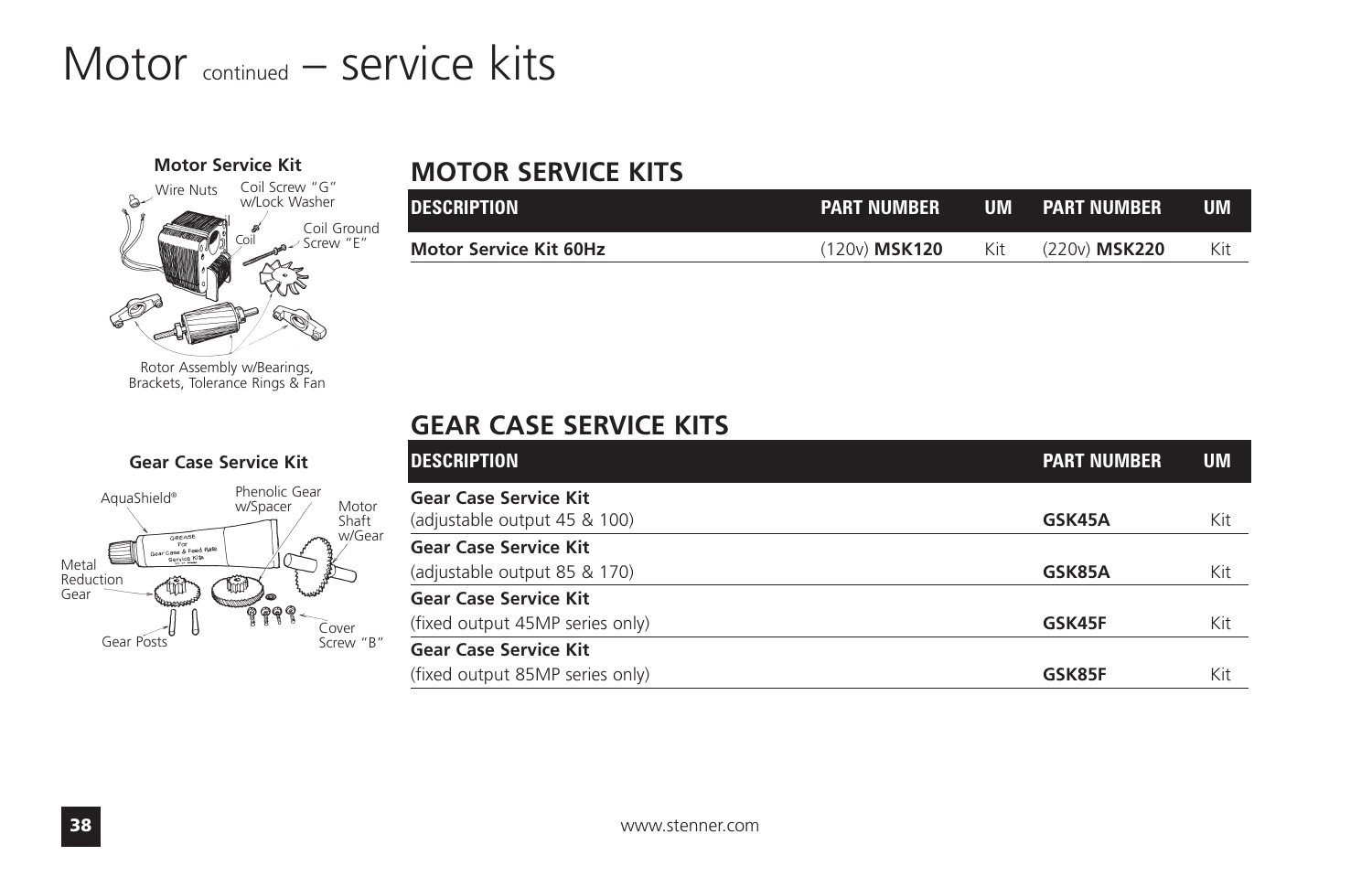# Motor continued – service kits

**Motor Service Kit**

Wire Nuts
Coil Screw "G" w/Lock Washer
Coil
Coil Ground Screw "E"
Rotor Assembly w/Bearings, Brackets, Tolerance Rings & Fan

## MOTOR SERVICE KITS

| DESCRIPTION | PART NUMBER | UM | PART NUMBER | UM |
|---|---|---|---|---|
| **Motor Service Kit 60Hz** | (120v) **MSK120** | Kit | (220v) **MSK220** | Kit |

**Gear Case Service Kit**

AquaShield®
Phenolic Gear w/Spacer
Motor Shaft w/Gear
Metal Reduction Gear
Gear Posts
Cover Screw "B"

## GEAR CASE SERVICE KITS

| DESCRIPTION | PART NUMBER | UM |
|---|---|---|
| **Gear Case Service Kit** (adjustable output 45 & 100) | **GSK45A** | Kit |
| **Gear Case Service Kit** (adjustable output 85 & 170) | **GSK85A** | Kit |
| **Gear Case Service Kit** (fixed output 45MP series only) | **GSK45F** | Kit |
| **Gear Case Service Kit** (fixed output 85MP series only) | **GSK85F** | Kit |

www.stenner.com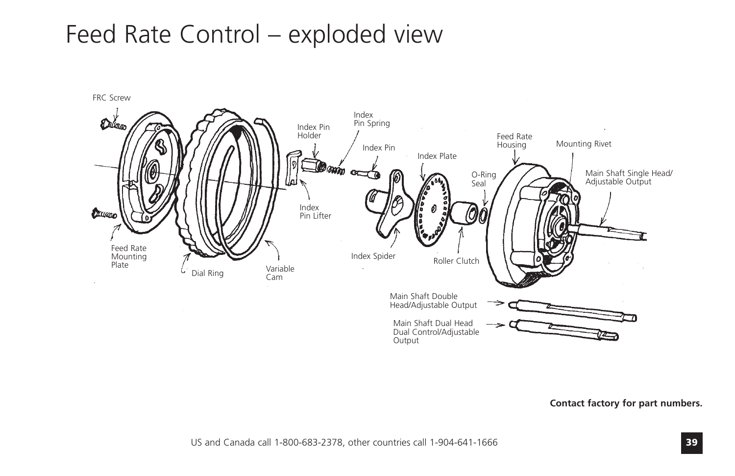# Feed Rate Control – exploded view

FRC Screw

Feed Rate Mounting Plate

Dial Ring

Variable Cam

Index Pin Holder

Index Pin Spring

Index Pin

Index Pin Lifter

Index Spider

Index Plate

Roller Clutch

O-Ring Seal

Feed Rate Housing

Mounting Rivet

Main Shaft Single Head/ Adjustable Output

Main Shaft Double Head/Adjustable Output

Main Shaft Dual Head Dual Control/Adjustable Output

**Contact factory for part numbers.**

US and Canada call 1-800-683-2378, other countries call 1-904-641-1666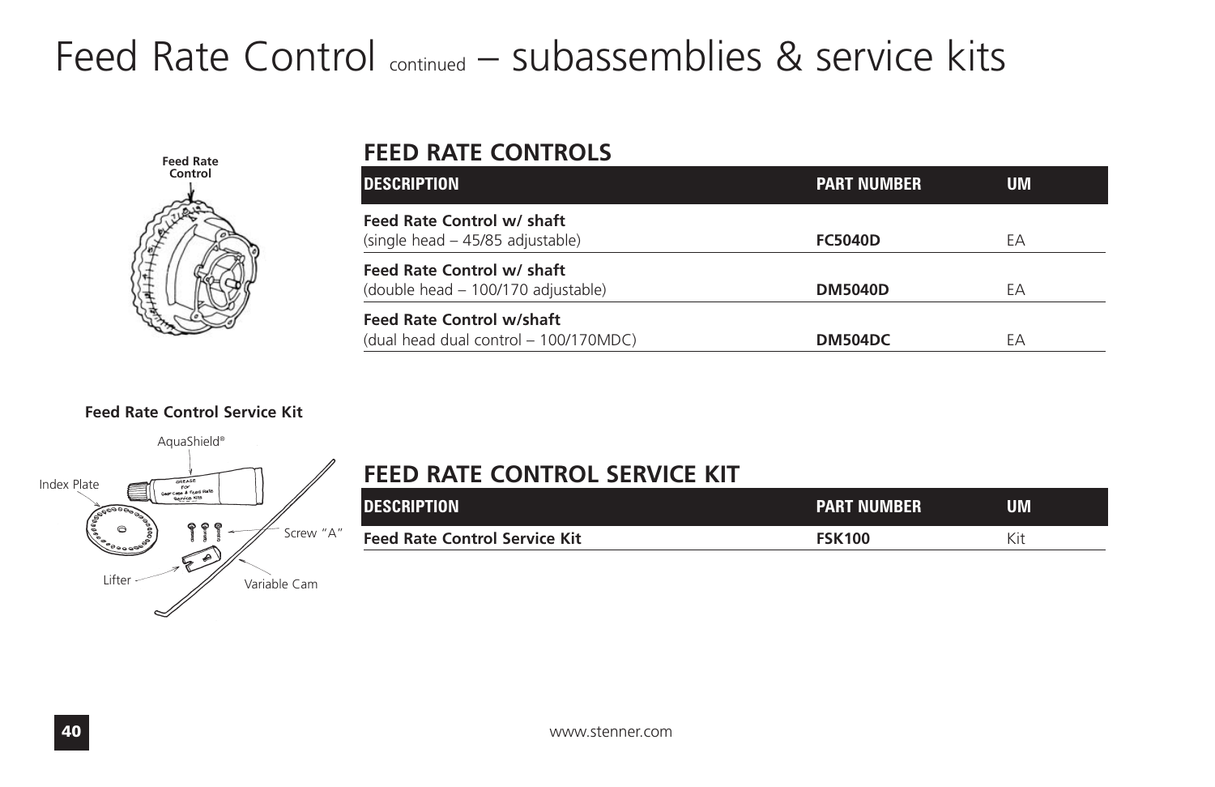# Feed Rate Control continued – subassemblies & service kits

Feed Rate Control

## FEED RATE CONTROLS

| DESCRIPTION | PART NUMBER | UM |
|---|---|---|
| **Feed Rate Control w/ shaft** (single head – 45/85 adjustable) | **FC5040D** | EA |
| **Feed Rate Control w/ shaft** (double head – 100/170 adjustable) | **DM5040D** | EA |
| **Feed Rate Control w/shaft** (dual head dual control – 100/170MDC) | **DM504DC** | EA |

**Feed Rate Control Service Kit**

AquaShield®

Index Plate

Screw "A"

Lifter

Variable Cam

## FEED RATE CONTROL SERVICE KIT

| DESCRIPTION | PART NUMBER | UM |
|---|---|---|
| **Feed Rate Control Service Kit** | **FSK100** | Kit |

www.stenner.com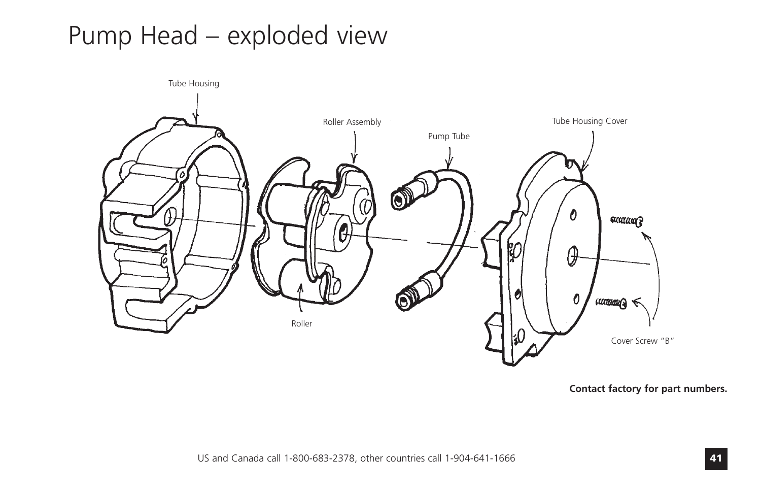# Pump Head – exploded view

Tube Housing

Roller Assembly

Pump Tube

Tube Housing Cover

Roller

Cover Screw "B"

**Contact factory for part numbers.**

US and Canada call 1-800-683-2378, other countries call 1-904-641-1666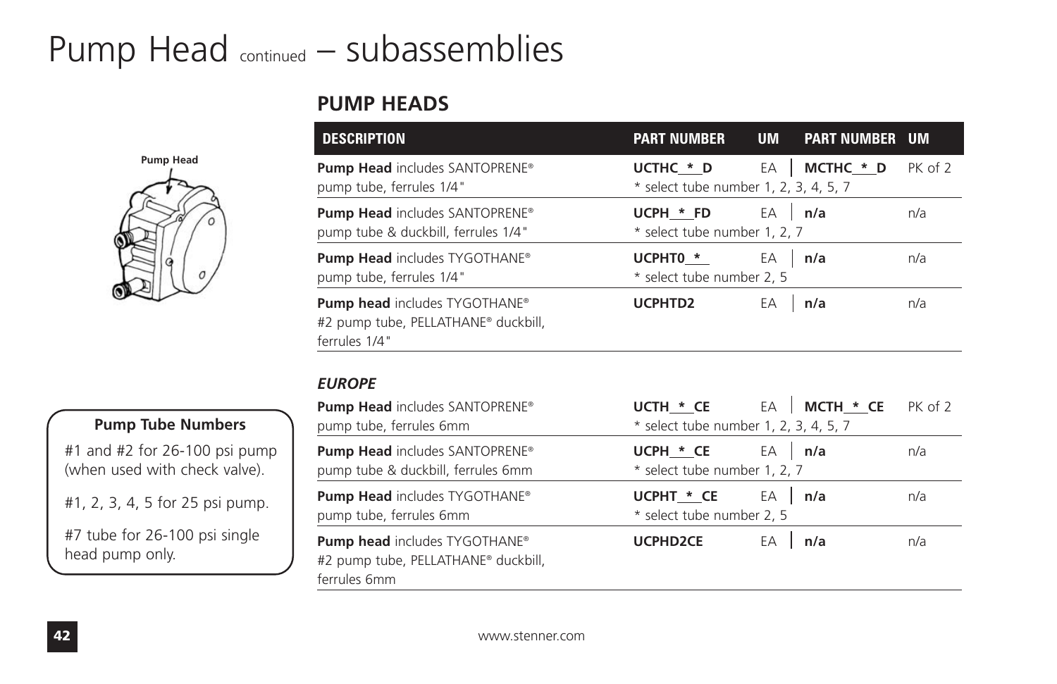# Pump Head continued – subassemblies

## PUMP HEADS

Pump Head

| DESCRIPTION | PART NUMBER | UM | PART NUMBER | UM |
|---|---|---|---|---|
| **Pump Head** includes SANTOPRENE® pump tube, ferrules 1/4" | **UCTHC_*_D** * select tube number 1, 2, 3, 4, 5, 7 | EA | **MCTHC_*_D** | PK of 2 |
| **Pump Head** includes SANTOPRENE® pump tube & duckbill, ferrules 1/4" | **UCPH_*_FD** * select tube number 1, 2, 7 | EA | **n/a** | n/a |
| **Pump Head** includes TYGOTHANE® pump tube, ferrules 1/4" | **UCPHT0_*_** * select tube number 2, 5 | EA | **n/a** | n/a |
| **Pump head** includes TYGOTHANE® #2 pump tube, PELLATHANE® duckbill, ferrules 1/4" | **UCPHTD2** | EA | **n/a** | n/a |

### *EUROPE*

| DESCRIPTION | PART NUMBER | UM | PART NUMBER | UM |
|---|---|---|---|---|
| **Pump Head** includes SANTOPRENE® pump tube, ferrules 6mm | **UCTH_*_CE** * select tube number 1, 2, 3, 4, 5, 7 | EA | **MCTH_*_CE** | PK of 2 |
| **Pump Head** includes SANTOPRENE® pump tube & duckbill, ferrules 6mm | **UCPH_*_CE** * select tube number 1, 2, 7 | EA | **n/a** | n/a |
| **Pump Head** includes TYGOTHANE® pump tube, ferrules 6mm | **UCPHT_*_CE** * select tube number 2, 5 | EA | **n/a** | n/a |
| **Pump head** includes TYGOTHANE® #2 pump tube, PELLATHANE® duckbill, ferrules 6mm | **UCPHD2CE** | EA | **n/a** | n/a |

**Pump Tube Numbers**

#1 and #2 for 26-100 psi pump (when used with check valve).

#1, 2, 3, 4, 5 for 25 psi pump.

#7 tube for 26-100 psi single head pump only.

www.stenner.com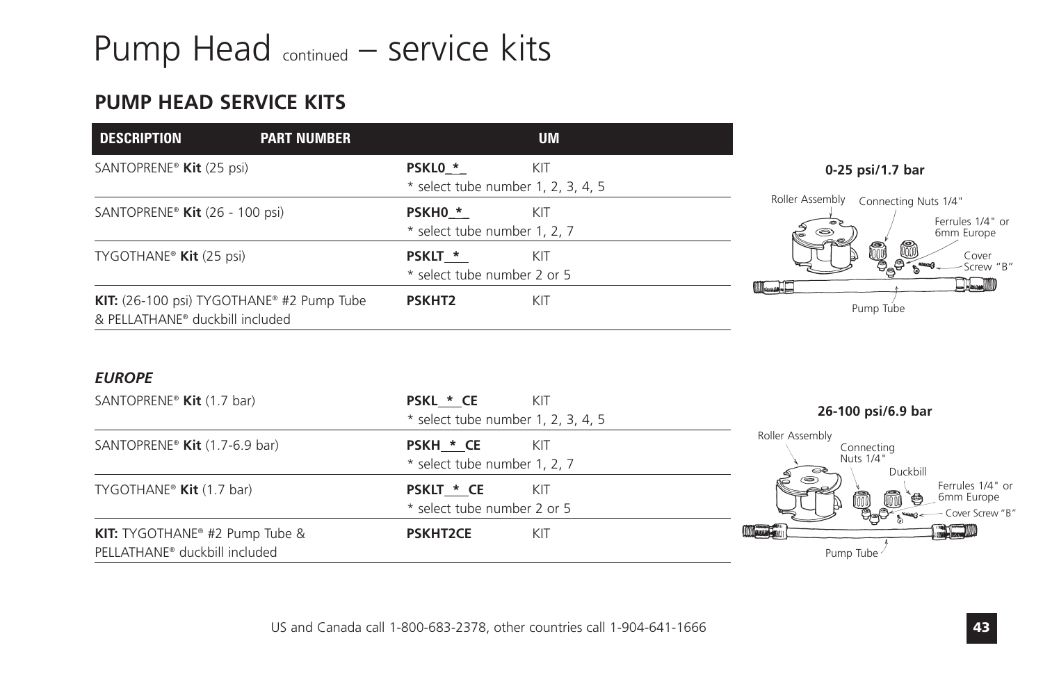# Pump Head continued – service kits

## PUMP HEAD SERVICE KITS

| DESCRIPTION | PART NUMBER | UM |
|---|---|---|
| SANTOPRENE® **Kit** (25 psi) | **PSKL0_*_**<br>* select tube number 1, 2, 3, 4, 5 | KIT |
| SANTOPRENE® **Kit** (26 - 100 psi) | **PSKH0_*_**<br>* select tube number 1, 2, 7 | KIT |
| TYGOTHANE® **Kit** (25 psi) | **PSKLT_*_**<br>* select tube number 2 or 5 | KIT |
| **KIT:** (26-100 psi) TYGOTHANE® #2 Pump Tube & PELLATHANE® duckbill included | **PSKHT2** | KIT |

### *EUROPE*

| DESCRIPTION | PART NUMBER | UM |
|---|---|---|
| SANTOPRENE® **Kit** (1.7 bar) | **PSKL_*_CE**<br>* select tube number 1, 2, 3, 4, 5 | KIT |
| SANTOPRENE® **Kit** (1.7-6.9 bar) | **PSKH_*_CE**<br>* select tube number 1, 2, 7 | KIT |
| TYGOTHANE® **Kit** (1.7 bar) | **PSKLT_*_CE**<br>* select tube number 2 or 5 | KIT |
| **KIT:** TYGOTHANE® #2 Pump Tube & PELLATHANE® duckbill included | **PSKHT2CE** | KIT |

**0-25 psi/1.7 bar**

Roller Assembly, Connecting Nuts 1/4", Ferrules 1/4" or 6mm Europe, Cover Screw "B", Pump Tube

**26-100 psi/6.9 bar**

Roller Assembly, Connecting Nuts 1/4", Duckbill, Ferrules 1/4" or 6mm Europe, Cover Screw "B", Pump Tube

US and Canada call 1-800-683-2378, other countries call 1-904-641-1666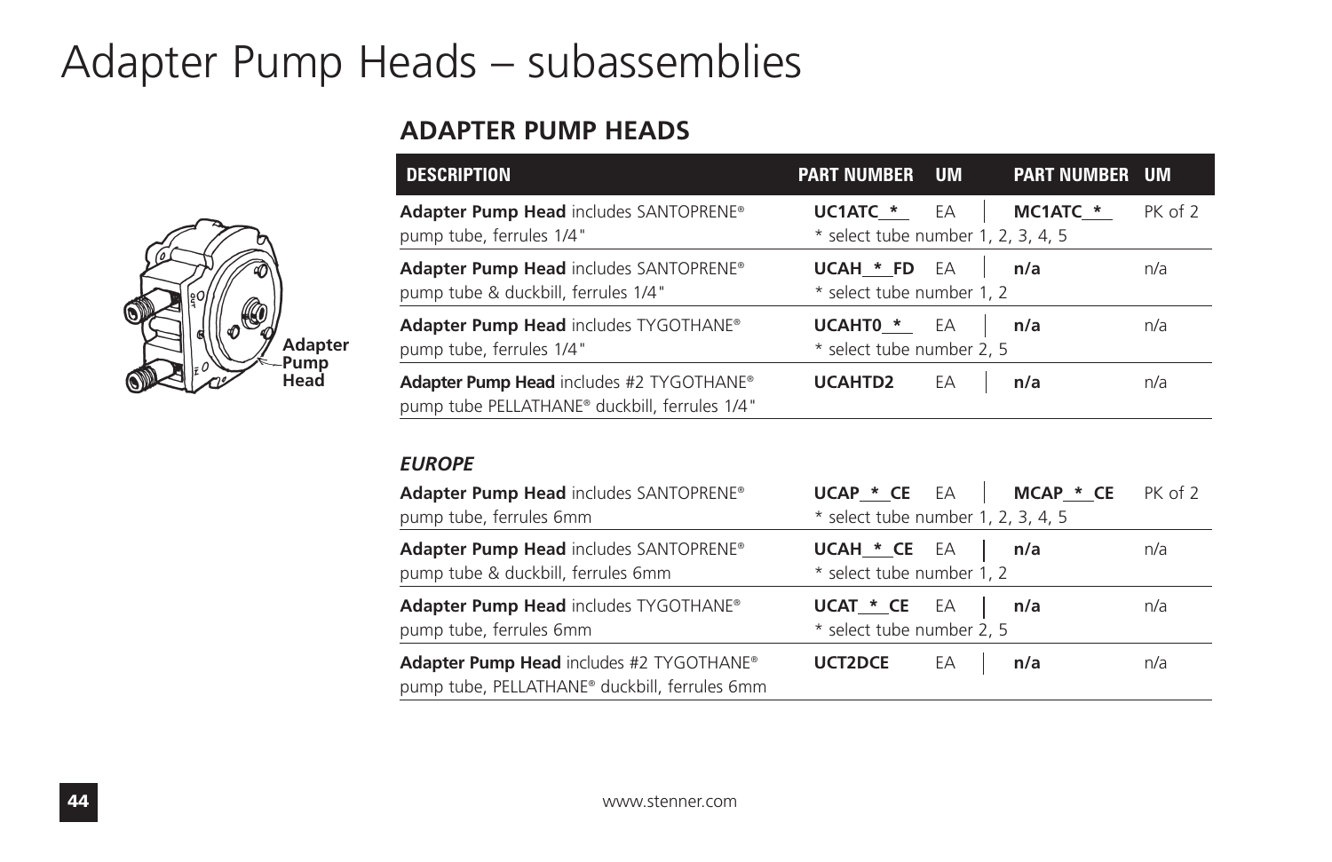# Adapter Pump Heads – subassemblies

Adapter Pump Head

## ADAPTER PUMP HEADS

| DESCRIPTION | PART NUMBER | UM | PART NUMBER | UM |
|---|---|---|---|---|
| **Adapter Pump Head** includes SANTOPRENE® pump tube, ferrules 1/4" | **UC1ATC_*_** <br> * select tube number 1, 2, 3, 4, 5 | EA | **MC1ATC_*_** | PK of 2 |
| **Adapter Pump Head** includes SANTOPRENE® pump tube & duckbill, ferrules 1/4" | **UCAH_*_FD** <br> * select tube number 1, 2 | EA | **n/a** | n/a |
| **Adapter Pump Head** includes TYGOTHANE® pump tube, ferrules 1/4" | **UCAHT0_*_** <br> * select tube number 2, 5 | EA | **n/a** | n/a |
| **Adapter Pump Head** includes #2 TYGOTHANE® pump tube PELLATHANE® duckbill, ferrules 1/4" | **UCAHTD2** | EA | **n/a** | n/a |

### *EUROPE*

| DESCRIPTION | PART NUMBER | UM | PART NUMBER | UM |
|---|---|---|---|---|
| **Adapter Pump Head** includes SANTOPRENE® pump tube, ferrules 6mm | **UCAP_*_CE** <br> * select tube number 1, 2, 3, 4, 5 | EA | **MCAP_*_CE** | PK of 2 |
| **Adapter Pump Head** includes SANTOPRENE® pump tube & duckbill, ferrules 6mm | **UCAH_*_CE** <br> * select tube number 1, 2 | EA | **n/a** | n/a |
| **Adapter Pump Head** includes TYGOTHANE® pump tube, ferrules 6mm | **UCAT_*_CE** <br> * select tube number 2, 5 | EA | **n/a** | n/a |
| **Adapter Pump Head** includes #2 TYGOTHANE® pump tube, PELLATHANE® duckbill, ferrules 6mm | **UCT2DCE** | EA | **n/a** | n/a |

www.stenner.com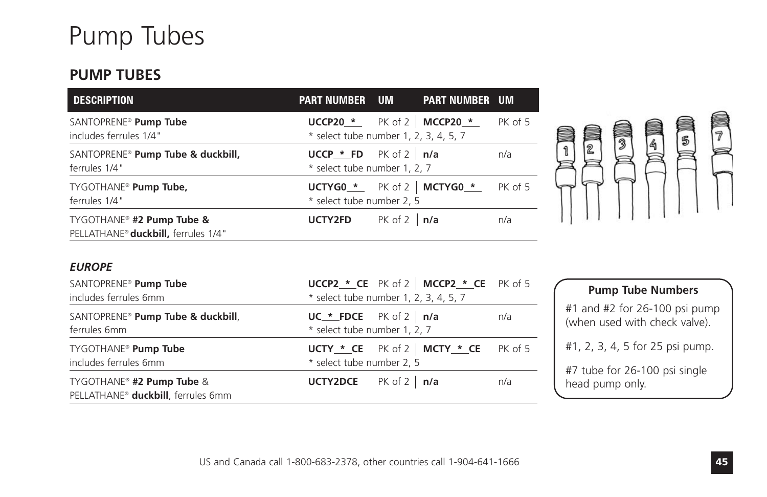# Pump Tubes

## PUMP TUBES

| DESCRIPTION | PART NUMBER | UM | PART NUMBER | UM |
|---|---|---|---|---|
| SANTOPRENE® **Pump Tube** includes ferrules 1/4" | **UCCP20_*_** * select tube number 1, 2, 3, 4, 5, 7 | PK of 2 | **MCCP20_*_** | PK of 5 |
| SANTOPRENE® **Pump Tube & duckbill,** ferrules 1/4" | **UCCP_*_FD** * select tube number 1, 2, 7 | PK of 2 | **n/a** | n/a |
| TYGOTHANE® **Pump Tube,** ferrules 1/4" | **UCTYG0_*_** * select tube number 2, 5 | PK of 2 | **MCTYG0_*_** | PK of 5 |
| TYGOTHANE® **#2 Pump Tube &** PELLATHANE® **duckbill,** ferrules 1/4" | **UCTY2FD** | PK of 2 | **n/a** | n/a |

### *EUROPE*

| DESCRIPTION | PART NUMBER | UM | PART NUMBER | UM |
|---|---|---|---|---|
| SANTOPRENE® **Pump Tube** includes ferrules 6mm | **UCCP2_*_CE** * select tube number 1, 2, 3, 4, 5, 7 | PK of 2 | **MCCP2_*_CE** | PK of 5 |
| SANTOPRENE® **Pump Tube & duckbill**, ferrules 6mm | **UC_*_FDCE** * select tube number 1, 2, 7 | PK of 2 | **n/a** | n/a |
| TYGOTHANE® **Pump Tube** includes ferrules 6mm | **UCTY_*_CE** * select tube number 2, 5 | PK of 2 | **MCTY_*_CE** | PK of 5 |
| TYGOTHANE® **#2 Pump Tube** & PELLATHANE® **duckbill**, ferrules 6mm | **UCTY2DCE** | PK of 2 | **n/a** | n/a |

1 2 3 4 5 7

**Pump Tube Numbers**

#1 and #2 for 26-100 psi pump (when used with check valve).

#1, 2, 3, 4, 5 for 25 psi pump.

#7 tube for 26-100 psi single head pump only.

US and Canada call 1-800-683-2378, other countries call 1-904-641-1666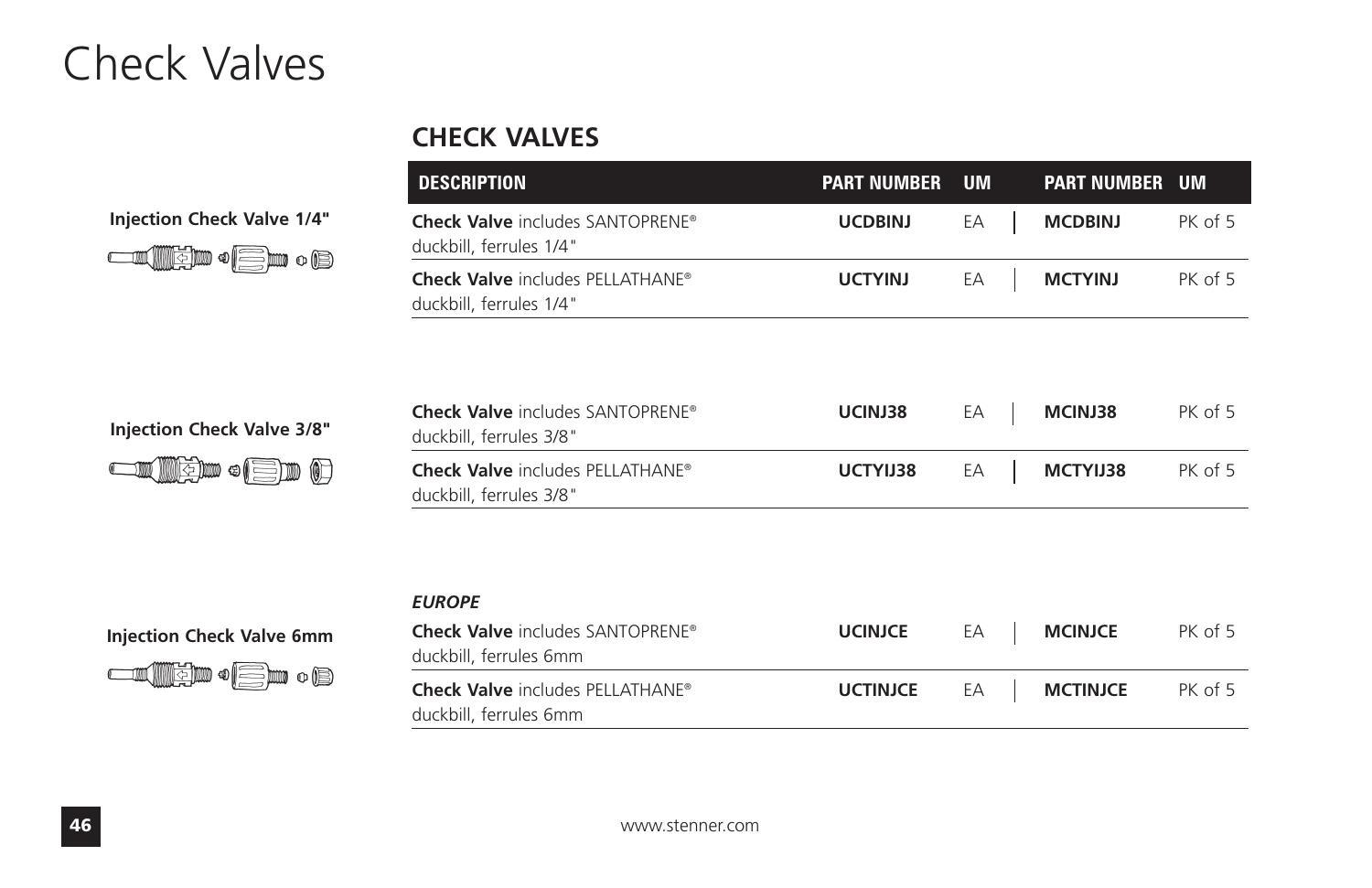# Check Valves

## CHECK VALVES

| DESCRIPTION | PART NUMBER | UM | PART NUMBER | UM |
|---|---|---|---|---|
| **Check Valve** includes SANTOPRENE® duckbill, ferrules 1/4" | **UCDBINJ** | EA | **MCDBINJ** | PK of 5 |
| **Check Valve** includes PELLATHANE® duckbill, ferrules 1/4" | **UCTYINJ** | EA | **MCTYINJ** | PK of 5 |
| **Check Valve** includes SANTOPRENE® duckbill, ferrules 3/8" | **UCINJ38** | EA | **MCINJ38** | PK of 5 |
| **Check Valve** includes PELLATHANE® duckbill, ferrules 3/8" | **UCTYIJ38** | EA | **MCTYIJ38** | PK of 5 |
| ***EUROPE*** | | | | |
| **Check Valve** includes SANTOPRENE® duckbill, ferrules 6mm | **UCINJCE** | EA | **MCINJCE** | PK of 5 |
| **Check Valve** includes PELLATHANE® duckbill, ferrules 6mm | **UCTINJCE** | EA | **MCTINJCE** | PK of 5 |

**Injection Check Valve 1/4"**

**Injection Check Valve 3/8"**

**Injection Check Valve 6mm**

www.stenner.com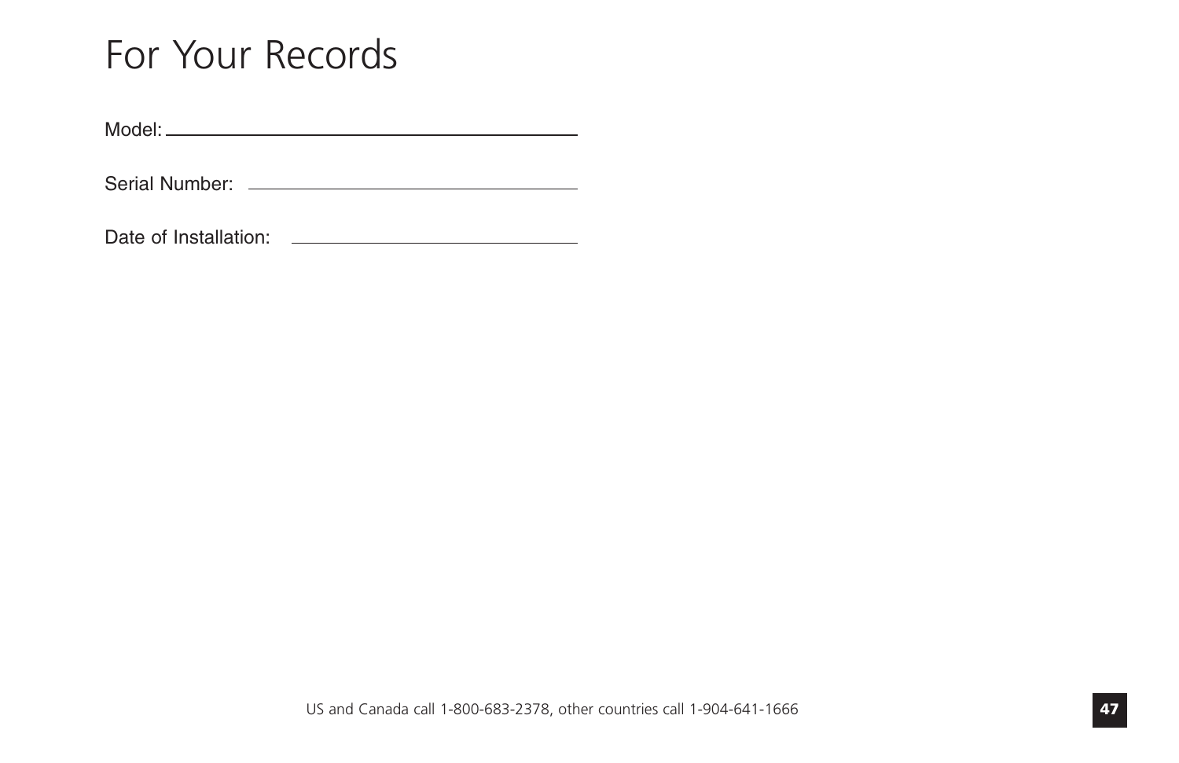# For Your Records

Model: ____________________________________________

Serial Number: ____________________________________

Date of Installation: _______________________________

US and Canada call 1-800-683-2378, other countries call 1-904-641-1666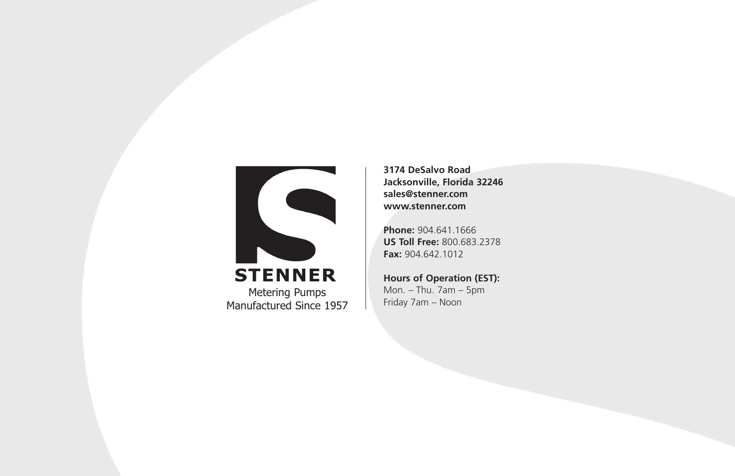**STENNER**

Metering Pumps
Manufactured Since 1957

**3174 DeSalvo Road**
**Jacksonville, Florida 32246**
**sales@stenner.com**
**www.stenner.com**

**Phone:** 904.641.1666
**US Toll Free:** 800.683.2378
**Fax:** 904.642.1012

**Hours of Operation (EST):**
Mon. – Thu. 7am – 5pm
Friday 7am – Noon